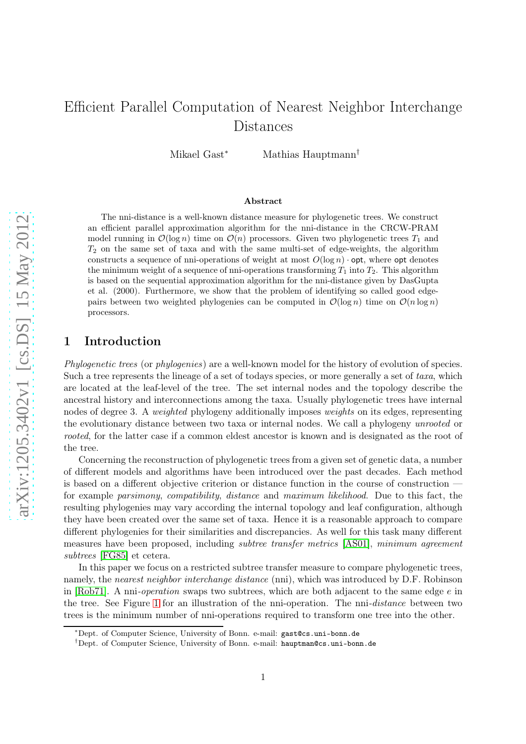# Efficient Parallel Computation of Nearest Neighbor Interchange Distances

Mikael Gast[*] Mathias Hauptmann[†]

### Abstract

The nni-distance is a well-known distance measure for phylogenetic trees. We construct an efficient parallel approximation algorithm for the nni-distance in the CRCW-PRAM model running in $\mathcal{O}(\log n)$ time on $\mathcal{O}(n)$ processors. Given two phylogenetic trees $T_1$ and $T_2$ on the same set of taxa and with the same multi-set of edge-weights, the algorithm constructs a sequence of nni-operations of weight at most $O(\log n) \cdot \mathsf{opt}$, where $\mathsf{opt}$ denotes the minimum weight of a sequence of nni-operations transforming $T_1$ into $T_2$. This algorithm is based on the sequential approximation algorithm for the nni-distance given by DasGupta et al. (2000). Furthermore, we show that the problem of identifying so called good edge-pairs between two weighted phylogenies can be computed in $\mathcal{O}(\log n)$ time on $\mathcal{O}(n \log n)$ processors.

## 1 Introduction

*Phylogenetic trees* (or *phylogenies*) are a well-known model for the history of evolution of species. Such a tree represents the lineage of a set of todays species, or more generally a set of *taxa*, which are located at the leaf-level of the tree. The set internal nodes and the topology describe the ancestral history and interconnections among the taxa. Usually phylogenetic trees have internal nodes of degree 3. A *weighted* phylogeny additionally imposes *weights* on its edges, representing the evolutionary distance between two taxa or internal nodes. We call a phylogeny *unrooted* or *rooted*, for the latter case if a common eldest ancestor is known and is designated as the root of the tree.

Concerning the reconstruction of phylogenetic trees from a given set of genetic data, a number of different models and algorithms have been introduced over the past decades. Each method is based on a different objective criterion or distance function in the course of construction — for example *parsimony*, *compatibility*, *distance* and *maximum likelihood*. Due to this fact, the resulting phylogenies may vary according the internal topology and leaf configuration, although they have been created over the same set of taxa. Hence it is a reasonable approach to compare different phylogenies for their similarities and discrepancies. As well for this task many different measures have been proposed, including *subtree transfer metrics* [AS01], *minimum agreement subtrees* [FG85] et cetera.

In this paper we focus on a restricted subtree transfer measure to compare phylogenetic trees, namely, the *nearest neighbor interchange distance* (nni), which was introduced by D.F. Robinson in [Rob71]. A nni-*operation* swaps two subtrees, which are both adjacent to the same edge $e$ in the tree. See Figure 1 for an illustration of the nni-operation. The nni-*distance* between two trees is the minimum number of nni-operations required to transform one tree into the other.

[*] Dept. of Computer Science, University of Bonn. e-mail: gast@cs.uni-bonn.de

[†] Dept. of Computer Science, University of Bonn. e-mail: hauptman@cs.uni-bonn.de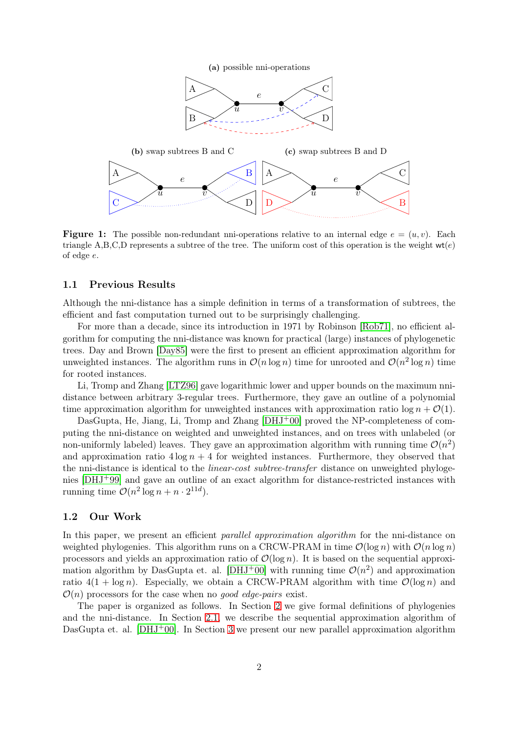(a) possible nni-operations

(b) swap subtrees B and C

(c) swap subtrees B and D

**Figure 1:** The possible non-redundant nni-operations relative to an internal edge $e = (u, v)$. Each triangle A,B,C,D represents a subtree of the tree. The uniform cost of this operation is the weight $\mathsf{wt}(e)$ of edge $e$.

## 1.1 Previous Results

Although the nni-distance has a simple definition in terms of a transformation of subtrees, the efficient and fast computation turned out to be surprisingly challenging.

For more than a decade, since its introduction in 1971 by Robinson [Rob71], no efficient algorithm for computing the nni-distance was known for practical (large) instances of phylogenetic trees. Day and Brown [Day85] were the first to present an efficient approximation algorithm for unweighted instances. The algorithm runs in $\mathcal{O}(n \log n)$ time for unrooted and $\mathcal{O}(n^2 \log n)$ time for rooted instances.

Li, Tromp and Zhang [LTZ96] gave logarithmic lower and upper bounds on the maximum nni-distance between arbitrary 3-regular trees. Furthermore, they gave an outline of a polynomial time approximation algorithm for unweighted instances with approximation ratio $\log n + \mathcal{O}(1)$.

DasGupta, He, Jiang, Li, Tromp and Zhang [DHJ+00] proved the NP-completeness of computing the nni-distance on weighted and unweighted instances, and on trees with unlabeled (or non-uniformly labeled) leaves. They gave an approximation algorithm with running time $\mathcal{O}(n^2)$ and approximation ratio $4 \log n + 4$ for weighted instances. Furthermore, they observed that the nni-distance is identical to the *linear-cost subtree-transfer* distance on unweighted phylogenies [DHJ+99] and gave an outline of an exact algorithm for distance-restricted instances with running time $\mathcal{O}(n^2 \log n + n \cdot 2^{11d})$.

## 1.2 Our Work

In this paper, we present an efficient *parallel approximation algorithm* for the nni-distance on weighted phylogenies. This algorithm runs on a CRCW-PRAM in time $\mathcal{O}(\log n)$ with $\mathcal{O}(n \log n)$ processors and yields an approximation ratio of $\mathcal{O}(\log n)$. It is based on the sequential approximation algorithm by DasGupta et. al. [DHJ+00] with running time $\mathcal{O}(n^2)$ and approximation ratio $4(1 + \log n)$. Especially, we obtain a CRCW-PRAM algorithm with time $\mathcal{O}(\log n)$ and $\mathcal{O}(n)$ processors for the case when no *good edge-pairs* exist.

The paper is organized as follows. In Section 2 we give formal definitions of phylogenies and the nni-distance. In Section 2.1, we describe the sequential approximation algorithm of DasGupta et. al. [DHJ+00]. In Section 3 we present our new parallel approximation algorithm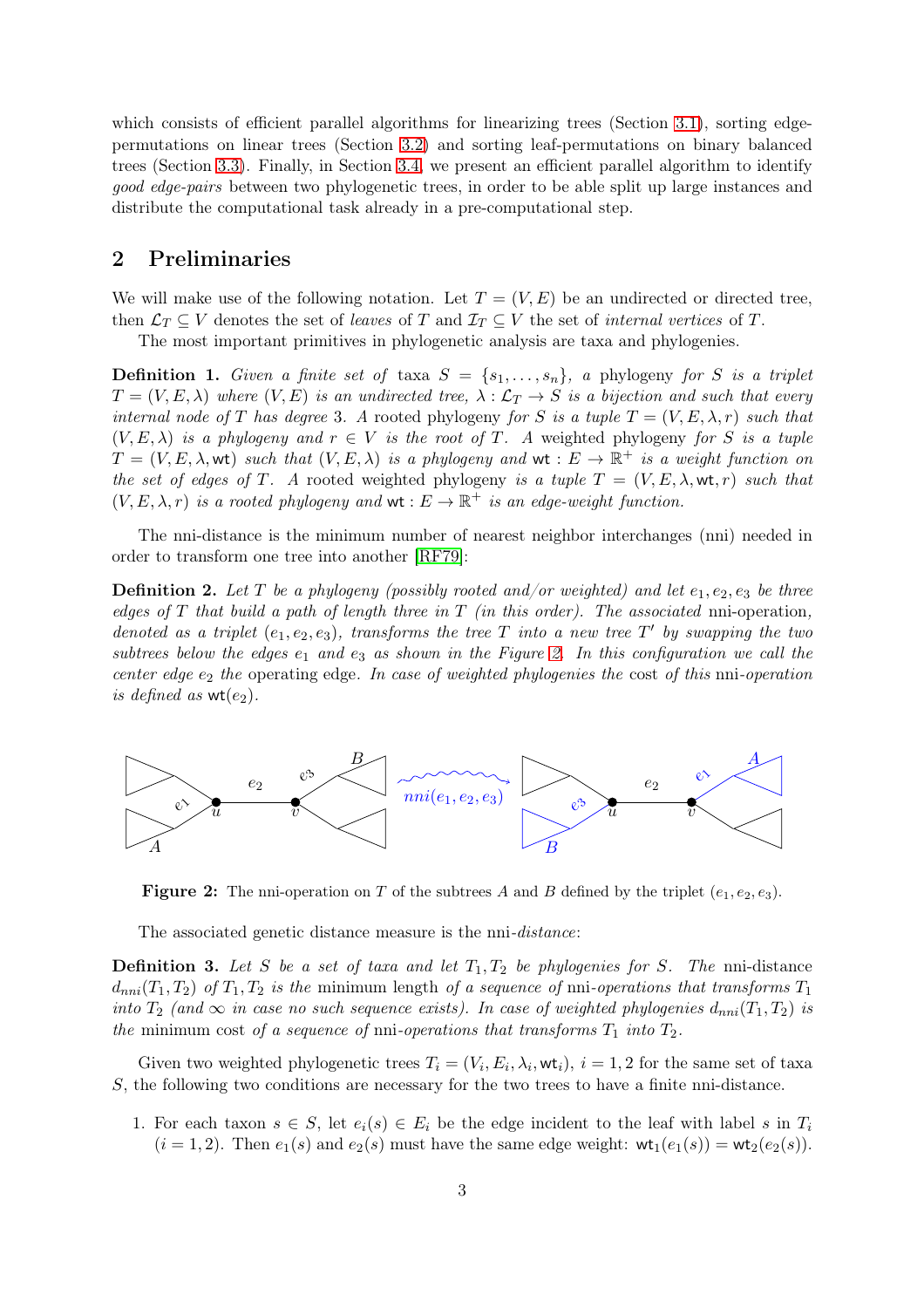which consists of efficient parallel algorithms for linearizing trees (Section 3.1), sorting edge-permutations on linear trees (Section 3.2) and sorting leaf-permutations on binary balanced trees (Section 3.3). Finally, in Section 3.4 we present an efficient parallel algorithm to identify *good edge-pairs* between two phylogenetic trees, in order to be able split up large instances and distribute the computational task already in a pre-computational step.

## 2 Preliminaries

We will make use of the following notation. Let $T = (V, E)$ be an undirected or directed tree, then $\mathcal{L}_T \subseteq V$ denotes the set of *leaves* of $T$ and $\mathcal{I}_T \subseteq V$ the set of *internal vertices* of $T$.

The most important primitives in phylogenetic analysis are taxa and phylogenies.

**Definition 1.** *Given a finite set of* taxa $S = \{s_1, \ldots, s_n\}$, *a* phylogeny *for* $S$ *is a triplet* $T = (V, E, \lambda)$ *where* $(V, E)$ *is an undirected tree,* $\lambda : \mathcal{L}_T \to S$ *is a bijection and such that every internal node of* $T$ *has degree* 3. *A* rooted phylogeny *for* $S$ *is a tuple* $T = (V, E, \lambda, r)$ *such that* $(V, E, \lambda)$ *is a phylogeny and* $r \in V$ *is the root of* $T$. *A* weighted phylogeny *for* $S$ *is a tuple* $T = (V, E, \lambda, \mathsf{wt})$ *such that* $(V, E, \lambda)$ *is a phylogeny and* $\mathsf{wt} : E \to \mathbb{R}^+$ *is a weight function on the set of edges of* $T$. *A* rooted weighted phylogeny *is a tuple* $T = (V, E, \lambda, \mathsf{wt}, r)$ *such that* $(V, E, \lambda, r)$ *is a rooted phylogeny and* $\mathsf{wt} : E \to \mathbb{R}^+$ *is an edge-weight function.*

The nni-distance is the minimum number of nearest neighbor interchanges (nni) needed in order to transform one tree into another [RF79]:

**Definition 2.** *Let* $T$ *be a phylogeny (possibly rooted and/or weighted) and let* $e_1, e_2, e_3$ *be three edges of* $T$ *that build a path of length three in* $T$ *(in this order). The associated* nni-operation, *denoted as a triplet* $(e_1, e_2, e_3)$, *transforms the tree* $T$ *into a new tree* $T'$ *by swapping the two subtrees below the edges* $e_1$ *and* $e_3$ *as shown in the Figure 2. In this configuration we call the center edge* $e_2$ *the* operating edge. *In case of weighted phylogenies the* cost *of this* nni-operation *is defined as* $\mathsf{wt}(e_2)$.

**Figure 2:** The nni-operation on $T$ of the subtrees $A$ and $B$ defined by the triplet $(e_1, e_2, e_3)$.

The associated genetic distance measure is the nni-*distance*:

**Definition 3.** *Let* $S$ *be a set of taxa and let* $T_1, T_2$ *be phylogenies for* $S$. *The* nni-distance $d_{nni}(T_1, T_2)$ *of* $T_1, T_2$ *is the* minimum length *of a* sequence *of* nni-operations *that transforms* $T_1$ *into* $T_2$ *(and* $\infty$ *in case no such sequence exists). In case of weighted phylogenies* $d_{nni}(T_1, T_2)$ *is the* minimum cost *of a* sequence *of* nni-operations *that transforms* $T_1$ *into* $T_2$.

Given two weighted phylogenetic trees $T_i = (V_i, E_i, \lambda_i, \mathsf{wt}_i)$, $i = 1, 2$ for the same set of taxa $S$, the following two conditions are necessary for the two trees to have a finite nni-distance.

1. For each taxon $s \in S$, let $e_i(s) \in E_i$ be the edge incident to the leaf with label $s$ in $T_i$ $(i = 1, 2)$. Then $e_1(s)$ and $e_2(s)$ must have the same edge weight: $\mathsf{wt}_1(e_1(s)) = \mathsf{wt}_2(e_2(s))$.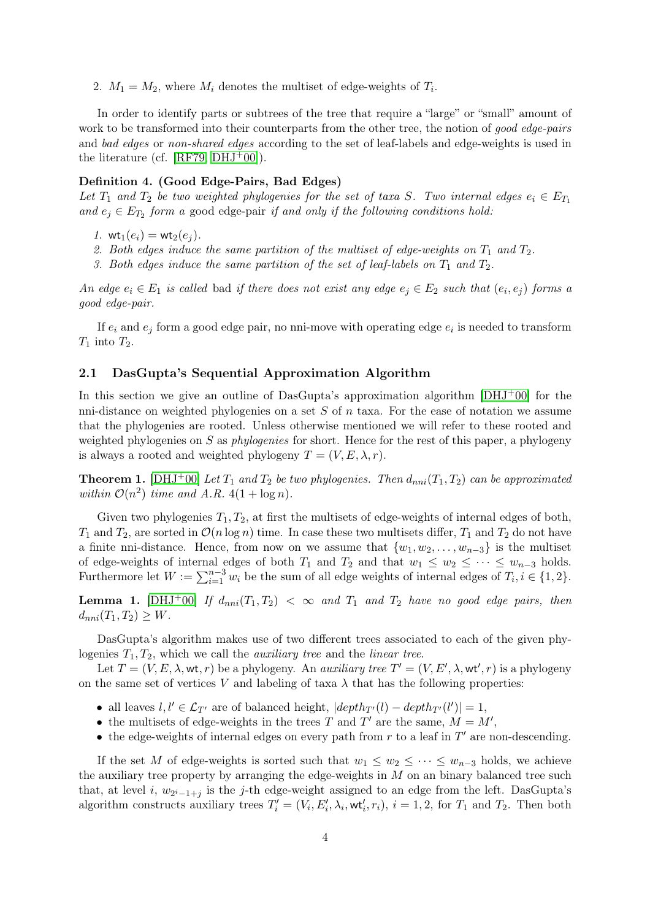2. $M_1 = M_2$, where $M_i$ denotes the multiset of edge-weights of $T_i$.

In order to identify parts or subtrees of the tree that require a "large" or "small" amount of work to be transformed into their counterparts from the other tree, the notion of *good edge-pairs* and *bad edges* or *non-shared edges* according to the set of leaf-labels and edge-weights is used in the literature (cf. [RF79, DHJ+00]).

**Definition 4. (Good Edge-Pairs, Bad Edges)**
*Let $T_1$ and $T_2$ be two weighted phylogenies for the set of taxa $S$. Two internal edges $e_i \in E_{T_1}$ and $e_j \in E_{T_2}$ form a* good edge-pair *if and only if the following conditions hold:*

1. $\mathsf{wt}_1(e_i) = \mathsf{wt}_2(e_j)$.
2. *Both edges induce the same partition of the multiset of edge-weights on $T_1$ and $T_2$.*
3. *Both edges induce the same partition of the set of leaf-labels on $T_1$ and $T_2$.*

*An edge $e_i \in E_1$ is called* bad *if there does not exist any edge $e_j \in E_2$ such that $(e_i, e_j)$ forms a good edge-pair.*

If $e_i$ and $e_j$ form a good edge pair, no nni-move with operating edge $e_i$ is needed to transform $T_1$ into $T_2$.

## 2.1 DasGupta's Sequential Approximation Algorithm

In this section we give an outline of DasGupta's approximation algorithm [DHJ+00] for the nni-distance on weighted phylogenies on a set $S$ of $n$ taxa. For the ease of notation we assume that the phylogenies are rooted. Unless otherwise mentioned we will refer to these rooted and weighted phylogenies on $S$ as *phylogenies* for short. Hence for the rest of this paper, a phylogeny is always a rooted and weighted phylogeny $T = (V, E, \lambda, r)$.

**Theorem 1.** [DHJ+00] *Let $T_1$ and $T_2$ be two phylogenies. Then $d_{nni}(T_1, T_2)$ can be approximated within $\mathcal{O}(n^2)$ time and A.R. $4(1 + \log n)$.*

Given two phylogenies $T_1, T_2$, at first the multisets of edge-weights of internal edges of both, $T_1$ and $T_2$, are sorted in $\mathcal{O}(n \log n)$ time. In case these two multisets differ, $T_1$ and $T_2$ do not have a finite nni-distance. Hence, from now on we assume that $\{w_1, w_2, \ldots, w_{n-3}\}$ is the multiset of edge-weights of internal edges of both $T_1$ and $T_2$ and that $w_1 \leq w_2 \leq \cdots \leq w_{n-3}$ holds. Furthermore let $W := \sum_{i=1}^{n-3} w_i$ be the sum of all edge weights of internal edges of $T_i, i \in \{1, 2\}$.

**Lemma 1.** [DHJ+00] *If $d_{nni}(T_1, T_2) < \infty$ and $T_1$ and $T_2$ have no good edge pairs, then $d_{nni}(T_1, T_2) \geq W$.*

DasGupta's algorithm makes use of two different trees associated to each of the given phylogenies $T_1, T_2$, which we call the *auxiliary tree* and the *linear tree*.

Let $T = (V, E, \lambda, \mathsf{wt}, r)$ be a phylogeny. An *auxiliary tree* $T' = (V, E', \lambda, \mathsf{wt}', r)$ is a phylogeny on the same set of vertices $V$ and labeling of taxa $\lambda$ that has the following properties:

- all leaves $l, l' \in \mathcal{L}_{T'}$ are of balanced height, $|depth_{T'}(l) - depth_{T'}(l')| = 1$,
- the multisets of edge-weights in the trees $T$ and $T'$ are the same, $M = M'$,
- the edge-weights of internal edges on every path from $r$ to a leaf in $T'$ are non-descending.

If the set $M$ of edge-weights is sorted such that $w_1 \leq w_2 \leq \cdots \leq w_{n-3}$ holds, we achieve the auxiliary tree property by arranging the edge-weights in $M$ on an binary balanced tree such that, at level $i$, $w_{2^i-1+j}$ is the $j$-th edge-weight assigned to an edge from the left. DasGupta's algorithm constructs auxiliary trees $T'_i = (V_i, E'_i, \lambda_i, \mathsf{wt}'_i, r_i)$, $i = 1, 2$, for $T_1$ and $T_2$. Then both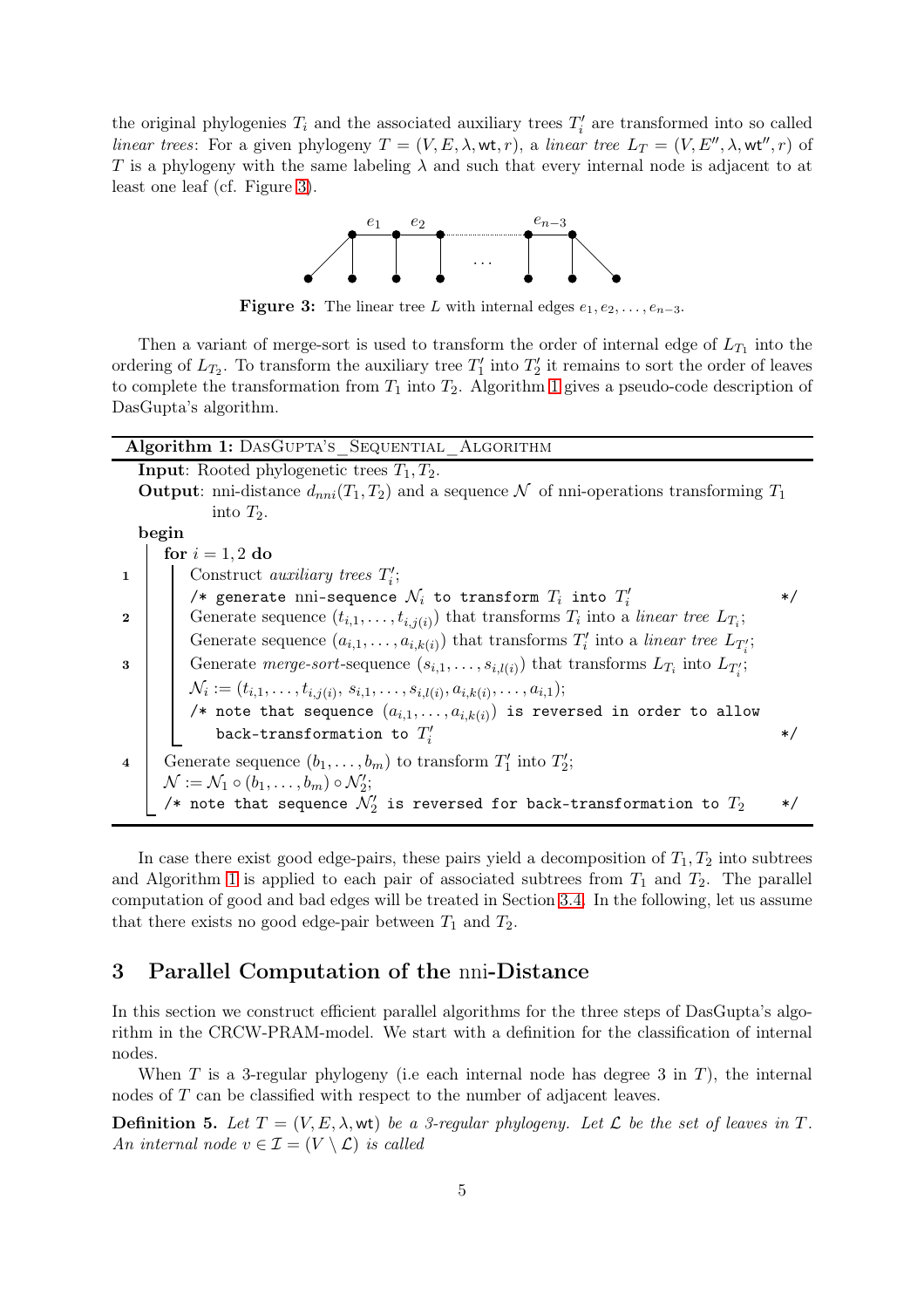the original phylogenies $T_i$ and the associated auxiliary trees $T_i'$ are transformed into so called *linear trees*: For a given phylogeny $T = (V, E, \lambda, \mathsf{wt}, r)$, a *linear tree* $L_T = (V, E'', \lambda, \mathsf{wt}'', r)$ of $T$ is a phylogeny with the same labeling $\lambda$ and such that every internal node is adjacent to at least one leaf (cf. Figure 3).

**Figure 3:** The linear tree $L$ with internal edges $e_1, e_2, \ldots, e_{n-3}$.

Then a variant of merge-sort is used to transform the order of internal edge of $L_{T_1}$ into the ordering of $L_{T_2}$. To transform the auxiliary tree $T_1'$ into $T_2'$ it remains to sort the order of leaves to complete the transformation from $T_1$ into $T_2$. Algorithm 1 gives a pseudo-code description of DasGupta's algorithm.

**Algorithm 1:** DasGupta's_Sequential_Algorithm

**Input**: Rooted phylogenetic trees $T_1, T_2$.
**Output**: nni-distance $d_{nni}(T_1, T_2)$ and a sequence $\mathcal{N}$ of nni-operations transforming $T_1$ into $T_2$.

**begin**
&nbsp;&nbsp;&nbsp;&nbsp;**for** $i = 1, 2$ **do**
1 &nbsp;&nbsp;&nbsp;&nbsp;&nbsp;&nbsp;&nbsp;&nbsp;Construct *auxiliary trees* $T_i'$;
&nbsp;&nbsp;&nbsp;&nbsp;&nbsp;&nbsp;&nbsp;&nbsp;&nbsp;&nbsp;&nbsp;&nbsp;/* generate nni-sequence $\mathcal{N}_i$ to transform $T_i$ into $T_i'$ */
2 &nbsp;&nbsp;&nbsp;&nbsp;&nbsp;&nbsp;&nbsp;&nbsp;Generate sequence $(t_{i,1}, \ldots, t_{i,j(i)})$ that transforms $T_i$ into a *linear tree* $L_{T_i}$;
&nbsp;&nbsp;&nbsp;&nbsp;&nbsp;&nbsp;&nbsp;&nbsp;&nbsp;&nbsp;&nbsp;&nbsp;Generate sequence $(a_{i,1}, \ldots, a_{i,k(i)})$ that transforms $T_i'$ into a *linear tree* $L_{T_i'}$;
3 &nbsp;&nbsp;&nbsp;&nbsp;&nbsp;&nbsp;&nbsp;&nbsp;Generate *merge-sort*-sequence $(s_{i,1}, \ldots, s_{i,l(i)})$ that transforms $L_{T_i}$ into $L_{T_i'}$;
&nbsp;&nbsp;&nbsp;&nbsp;&nbsp;&nbsp;&nbsp;&nbsp;&nbsp;&nbsp;&nbsp;&nbsp;$\mathcal{N}_i := (t_{i,1}, \ldots, t_{i,j(i)},\ s_{i,1}, \ldots, s_{i,l(i)}, a_{i,k(i)}, \ldots, a_{i,1})$;
&nbsp;&nbsp;&nbsp;&nbsp;&nbsp;&nbsp;&nbsp;&nbsp;&nbsp;&nbsp;&nbsp;&nbsp;/* note that sequence $(a_{i,1}, \ldots, a_{i,k(i)})$ is reversed in order to allow back-transformation to $T_i'$ */
4 &nbsp;&nbsp;&nbsp;&nbsp;Generate sequence $(b_1, \ldots, b_m)$ to transform $T_1'$ into $T_2'$;
&nbsp;&nbsp;&nbsp;&nbsp;&nbsp;&nbsp;&nbsp;&nbsp;$\mathcal{N} := \mathcal{N}_1 \circ (b_1, \ldots, b_m) \circ \mathcal{N}_2'$;
&nbsp;&nbsp;&nbsp;&nbsp;&nbsp;&nbsp;&nbsp;&nbsp;/* note that sequence $\mathcal{N}_2'$ is reversed for back-transformation to $T_2$ */

In case there exist good edge-pairs, these pairs yield a decomposition of $T_1, T_2$ into subtrees and Algorithm 1 is applied to each pair of associated subtrees from $T_1$ and $T_2$. The parallel computation of good and bad edges will be treated in Section 3.4. In the following, let us assume that there exists no good edge-pair between $T_1$ and $T_2$.

## 3 Parallel Computation of the nni-Distance

In this section we construct efficient parallel algorithms for the three steps of DasGupta's algorithm in the CRCW-PRAM-model. We start with a definition for the classification of internal nodes.

When $T$ is a 3-regular phylogeny (i.e each internal node has degree 3 in $T$), the internal nodes of $T$ can be classified with respect to the number of adjacent leaves.

**Definition 5.** *Let $T = (V, E, \lambda, \mathsf{wt})$ be a 3-regular phylogeny. Let $\mathcal{L}$ be the set of leaves in $T$. An internal node $v \in \mathcal{I} = (V \setminus \mathcal{L})$ is called*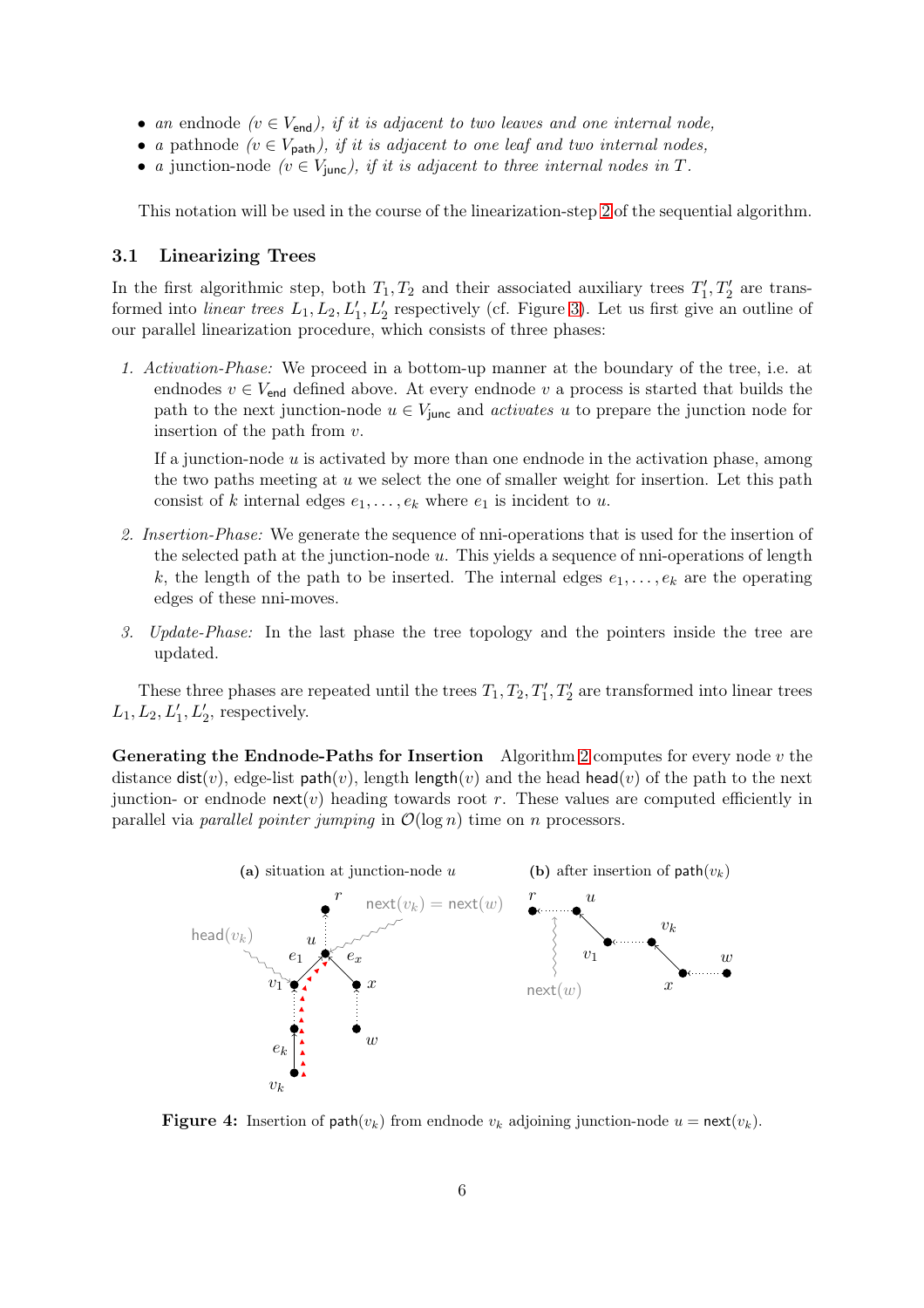- *an* endnode *($v \in V_{\mathsf{end}}$), if it is adjacent to two leaves and one internal node,*
- *a* pathnode *($v \in V_{\mathsf{path}}$), if it is adjacent to one leaf and two internal nodes,*
- *a* junction-node *($v \in V_{\mathsf{junc}}$), if it is adjacent to three internal nodes in $T$.*

This notation will be used in the course of the linearization-step 2 of the sequential algorithm.

### 3.1 Linearizing Trees

In the first algorithmic step, both $T_1, T_2$ and their associated auxiliary trees $T_1', T_2'$ are transformed into *linear trees* $L_1, L_2, L_1', L_2'$ respectively (cf. Figure 3). Let us first give an outline of our parallel linearization procedure, which consists of three phases:

1. *Activation-Phase:* We proceed in a bottom-up manner at the boundary of the tree, i.e. at endnodes $v \in V_{\mathsf{end}}$ defined above. At every endnode $v$ a process is started that builds the path to the next junction-node $u \in V_{\mathsf{junc}}$ and *activates* $u$ to prepare the junction node for insertion of the path from $v$.

   If a junction-node $u$ is activated by more than one endnode in the activation phase, among the two paths meeting at $u$ we select the one of smaller weight for insertion. Let this path consist of $k$ internal edges $e_1, \ldots, e_k$ where $e_1$ is incident to $u$.

2. *Insertion-Phase:* We generate the sequence of nni-operations that is used for the insertion of the selected path at the junction-node $u$. This yields a sequence of nni-operations of length $k$, the length of the path to be inserted. The internal edges $e_1, \ldots, e_k$ are the operating edges of these nni-moves.

3. *Update-Phase:* In the last phase the tree topology and the pointers inside the tree are updated.

These three phases are repeated until the trees $T_1, T_2, T_1', T_2'$ are transformed into linear trees $L_1, L_2, L_1', L_2'$, respectively.

**Generating the Endnode-Paths for Insertion** Algorithm 2 computes for every node $v$ the distance $\mathsf{dist}(v)$, edge-list $\mathsf{path}(v)$, length $\mathsf{length}(v)$ and the head $\mathsf{head}(v)$ of the path to the next junction- or endnode $\mathsf{next}(v)$ heading towards root $r$. These values are computed efficiently in parallel via *parallel pointer jumping* in $\mathcal{O}(\log n)$ time on $n$ processors.

**Figure 4:** Insertion of $\mathsf{path}(v_k)$ from endnode $v_k$ adjoining junction-node $u = \mathsf{next}(v_k)$. (a) situation at junction-node $u$ (b) after insertion of $\mathsf{path}(v_k)$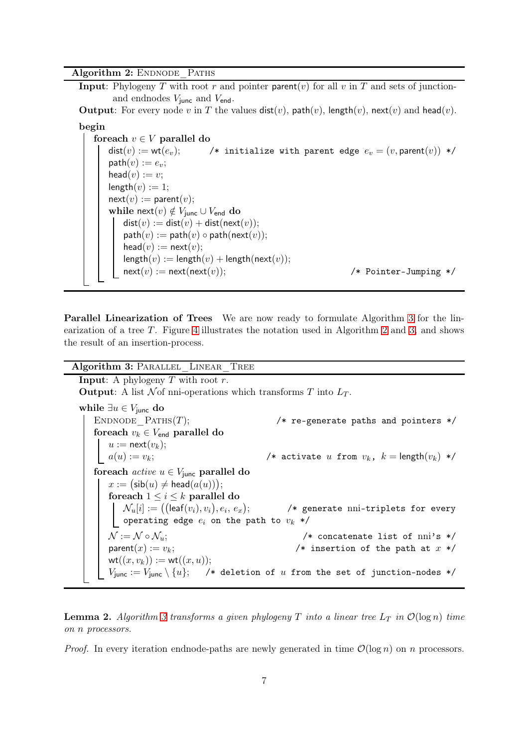**Algorithm 2:** ENDNODE_PATHS

**Input**: Phylogeny $T$ with root $r$ and pointer $\mathsf{parent}(v)$ for all $v$ in $T$ and sets of junction- and endnodes $V_{\mathsf{junc}}$ and $V_{\mathsf{end}}$.

**Output**: For every node $v$ in $T$ the values $\mathsf{dist}(v)$, $\mathsf{path}(v)$, $\mathsf{length}(v)$, $\mathsf{next}(v)$ and $\mathsf{head}(v)$.

```
begin
  foreach v ∈ V parallel do
    dist(v) := wt(e_v);        /* initialize with parent edge e_v = (v, parent(v)) */
    path(v) := e_v;
    head(v) := v;
    length(v) := 1;
    next(v) := parent(v);
    while next(v) ∉ V_junc ∪ V_end do
      dist(v) := dist(v) + dist(next(v));
      path(v) := path(v) ∘ path(next(v));
      head(v) := next(v);
      length(v) := length(v) + length(next(v));
      next(v) := next(next(v));                        /* Pointer-Jumping */
```

**Parallel Linearization of Trees** We are now ready to formulate Algorithm 3 for the linearization of a tree $T$. Figure 4 illustrates the notation used in Algorithm 2 and 3, and shows the result of an insertion-process.

**Algorithm 3:** PARALLEL_LINEAR_TREE

**Input**: A phylogeny $T$ with root $r$.

**Output**: A list $\mathcal{N}$of nni-operations which transforms $T$ into $L_T$.

```
while ∃u ∈ V_junc do
  ENDNODE_PATHS(T);                          /* re-generate paths and pointers */
  foreach v_k ∈ V_end parallel do
    u := next(v_k);
    a(u) := v_k;                             /* activate u from v_k, k = length(v_k) */
  foreach active u ∈ V_junc parallel do
    x := (sib(u) ≠ head(a(u)));
    foreach 1 ≤ i ≤ k parallel do
      N_u[i] := ((leaf(v_i), v_i), e_i, e_x);    /* generate nni-triplets for every
                                                    operating edge e_i on the path to v_k */
    N := N ∘ N_u;                            /* concatenate list of nni's */
    parent(x) := v_k;                        /* insertion of the path at x */
    wt((x, v_k)) := wt((x, u));
    V_junc := V_junc \ {u};    /* deletion of u from the set of junction-nodes */
```

**Lemma 2.** *Algorithm 3 transforms a given phylogeny $T$ into a linear tree $L_T$ in $\mathcal{O}(\log n)$ time on $n$ processors.*

*Proof.* In every iteration endnode-paths are newly generated in time $\mathcal{O}(\log n)$ on $n$ processors.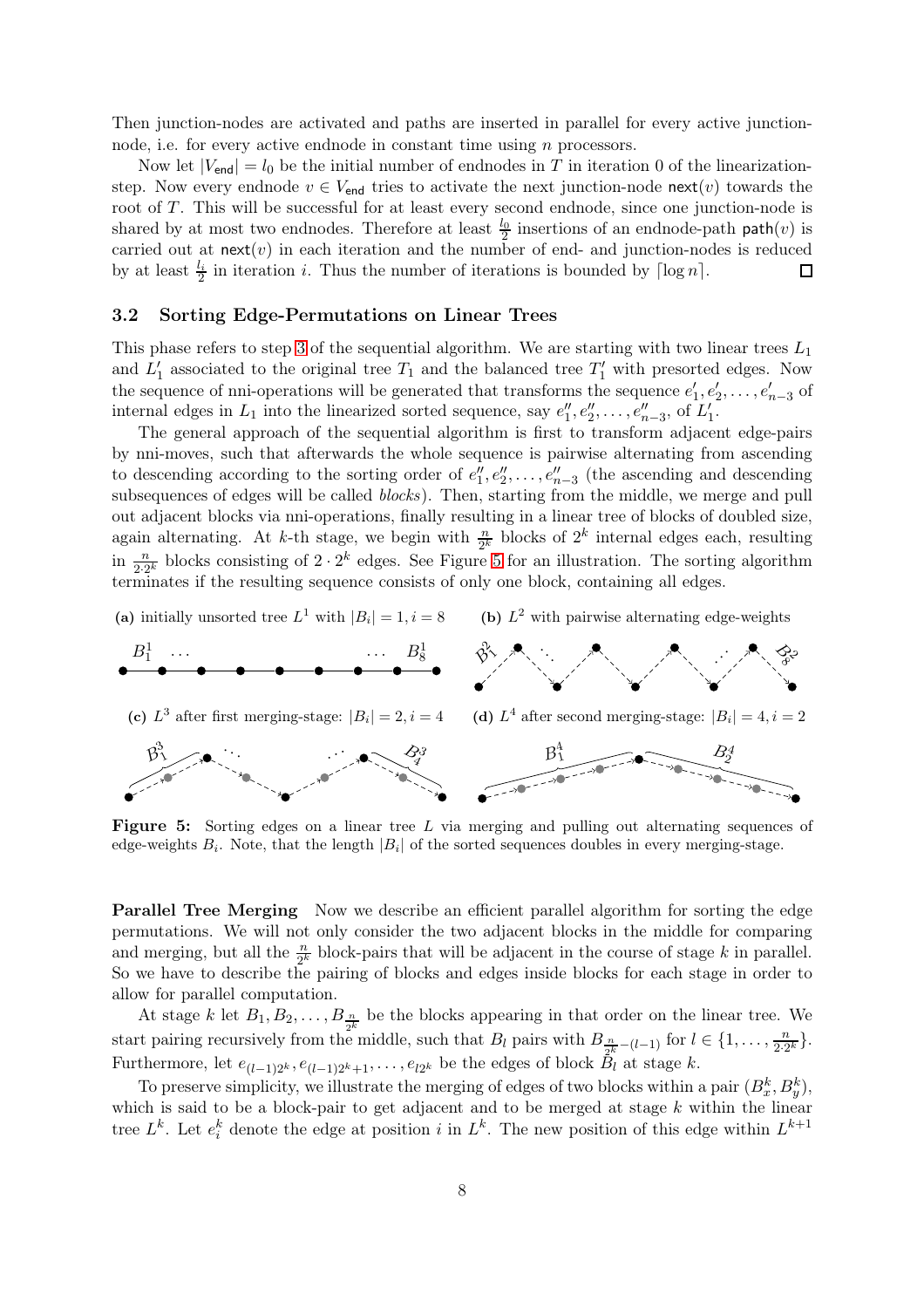Then junction-nodes are activated and paths are inserted in parallel for every active junction-node, i.e. for every active endnode in constant time using $n$ processors.

Now let $|V_{\mathsf{end}}| = l_0$ be the initial number of endnodes in $T$ in iteration 0 of the linearization-step. Now every endnode $v \in V_{\mathsf{end}}$ tries to activate the next junction-node $\mathsf{next}(v)$ towards the root of $T$. This will be successful for at least every second endnode, since one junction-node is shared by at most two endnodes. Therefore at least $\frac{l_0}{2}$ insertions of an endnode-path $\mathsf{path}(v)$ is carried out at $\mathsf{next}(v)$ in each iteration and the number of end- and junction-nodes is reduced by at least $\frac{l_i}{2}$ in iteration $i$. Thus the number of iterations is bounded by $\lceil \log n \rceil$. □

### 3.2 Sorting Edge-Permutations on Linear Trees

This phase refers to step 3 of the sequential algorithm. We are starting with two linear trees $L_1$ and $L'_1$ associated to the original tree $T_1$ and the balanced tree $T'_1$ with presorted edges. Now the sequence of nni-operations will be generated that transforms the sequence $e'_1, e'_2, \ldots, e'_{n-3}$ of internal edges in $L_1$ into the linearized sorted sequence, say $e''_1, e''_2, \ldots, e''_{n-3}$, of $L'_1$.

The general approach of the sequential algorithm is first to transform adjacent edge-pairs by nni-moves, such that afterwards the whole sequence is pairwise alternating from ascending to descending according to the sorting order of $e''_1, e''_2, \ldots, e''_{n-3}$ (the ascending and descending subsequences of edges will be called *blocks*). Then, starting from the middle, we merge and pull out adjacent blocks via nni-operations, finally resulting in a linear tree of blocks of doubled size, again alternating. At $k$-th stage, we begin with $\frac{n}{2^k}$ blocks of $2^k$ internal edges each, resulting in $\frac{n}{2 \cdot 2^k}$ blocks consisting of $2 \cdot 2^k$ edges. See Figure 5 for an illustration. The sorting algorithm terminates if the resulting sequence consists of only one block, containing all edges.

(a) initially unsorted tree $L^1$ with $|B_i| = 1, i = 8$ (b) $L^2$ with pairwise alternating edge-weights (c) $L^3$ after first merging-stage: $|B_i| = 2, i = 4$ (d) $L^4$ after second merging-stage: $|B_i| = 4, i = 2$

**Figure 5:** Sorting edges on a linear tree $L$ via merging and pulling out alternating sequences of edge-weights $B_i$. Note, that the length $|B_i|$ of the sorted sequences doubles in every merging-stage.

**Parallel Tree Merging** Now we describe an efficient parallel algorithm for sorting the edge permutations. We will not only consider the two adjacent blocks in the middle for comparing and merging, but all the $\frac{n}{2^k}$ block-pairs that will be adjacent in the course of stage $k$ in parallel. So we have to describe the pairing of blocks and edges inside blocks for each stage in order to allow for parallel computation.

At stage $k$ let $B_1, B_2, \ldots, B_{\frac{n}{2^k}}$ be the blocks appearing in that order on the linear tree. We start pairing recursively from the middle, such that $B_l$ pairs with $B_{\frac{n}{2^k}-(l-1)}$ for $l \in \{1, \ldots, \frac{n}{2 \cdot 2^k}\}$. Furthermore, let $e_{(l-1)2^k}, e_{(l-1)2^k+1}, \ldots, e_{l2^k}$ be the edges of block $B_l$ at stage $k$.

To preserve simplicity, we illustrate the merging of edges of two blocks within a pair $(B^k_x, B^k_y)$, which is said to be a block-pair to get adjacent and to be merged at stage $k$ within the linear tree $L^k$. Let $e^k_i$ denote the edge at position $i$ in $L^k$. The new position of this edge within $L^{k+1}$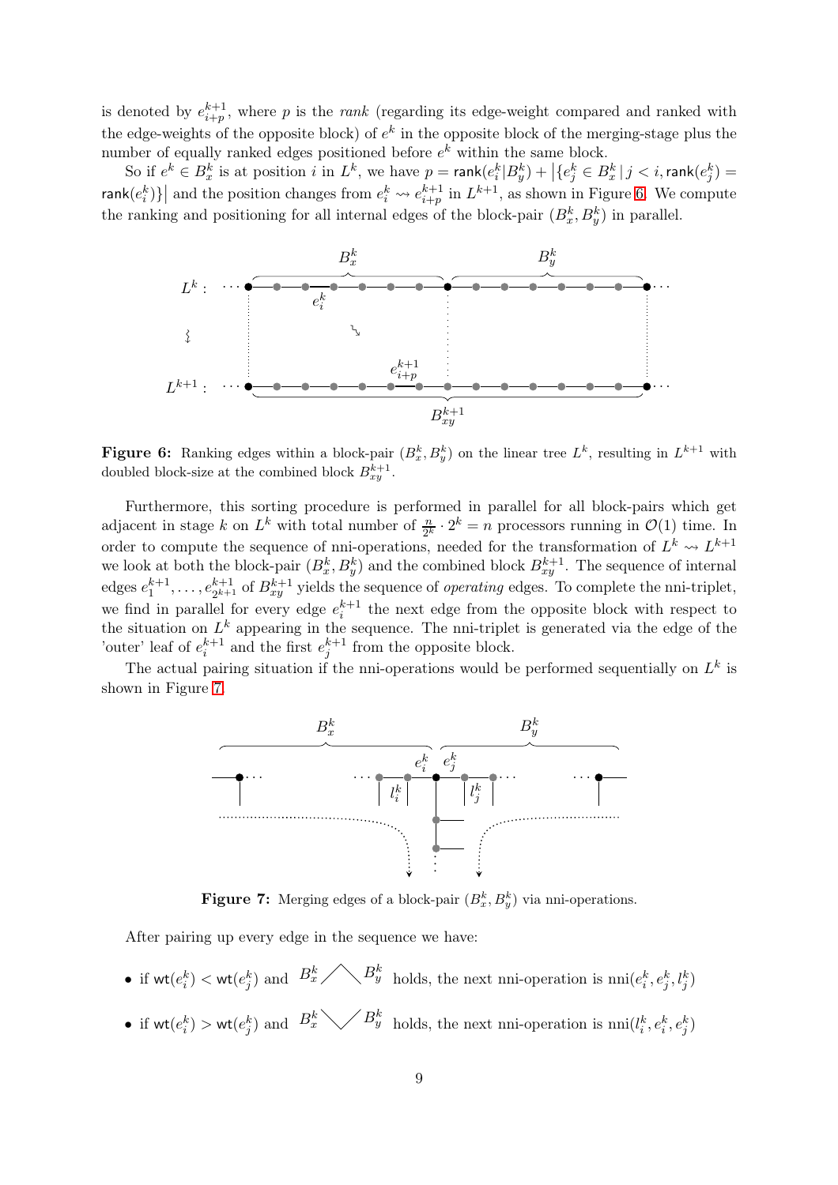is denoted by $e^{k+1}_{i+p}$, where $p$ is the *rank* (regarding its edge-weight compared and ranked with the edge-weights of the opposite block) of $e^k$ in the opposite block of the merging-stage plus the number of equally ranked edges positioned before $e^k$ within the same block.

So if $e^k \in B^k_x$ is at position $i$ in $L^k$, we have $p = \mathsf{rank}(e^k_i | B^k_y) + \left|\{e^k_j \in B^k_x \,|\, j < i, \mathsf{rank}(e^k_j) = \mathsf{rank}(e^k_i)\}\right|$ and the position changes from $e^k_i \rightsquigarrow e^{k+1}_{i+p}$ in $L^{k+1}$, as shown in Figure 6. We compute the ranking and positioning for all internal edges of the block-pair $(B^k_x, B^k_y)$ in parallel.

**Figure 6:** Ranking edges within a block-pair $(B^k_x, B^k_y)$ on the linear tree $L^k$, resulting in $L^{k+1}$ with doubled block-size at the combined block $B^{k+1}_{xy}$.

Furthermore, this sorting procedure is performed in parallel for all block-pairs which get adjacent in stage $k$ on $L^k$ with total number of $\frac{n}{2^k} \cdot 2^k = n$ processors running in $\mathcal{O}(1)$ time. In order to compute the sequence of nni-operations, needed for the transformation of $L^k \rightsquigarrow L^{k+1}$ we look at both the block-pair $(B^k_x, B^k_y)$ and the combined block $B^{k+1}_{xy}$. The sequence of internal edges $e^{k+1}_1, \ldots, e^{k+1}_{2^{k+1}}$ of $B^{k+1}_{xy}$ yields the sequence of *operating* edges. To complete the nni-triplet, we find in parallel for every edge $e^{k+1}_i$ the next edge from the opposite block with respect to the situation on $L^k$ appearing in the sequence. The nni-triplet is generated via the edge of the 'outer' leaf of $e^{k+1}_i$ and the first $e^{k+1}_j$ from the opposite block.

The actual pairing situation if the nni-operations would be performed sequentially on $L^k$ is shown in Figure 7.

**Figure 7:** Merging edges of a block-pair $(B^k_x, B^k_y)$ via nni-operations.

After pairing up every edge in the sequence we have:

- if $\mathsf{wt}(e^k_i) < \mathsf{wt}(e^k_j)$ and $B^k_x \diagup\!\!\diagdown B^k_y$ holds, the next nni-operation is $\text{nni}(e^k_i, e^k_j, l^k_j)$
- if $\mathsf{wt}(e^k_i) > \mathsf{wt}(e^k_j)$ and $B^k_x \diagdown\!\!\diagup B^k_y$ holds, the next nni-operation is $\text{nni}(l^k_i, e^k_i, e^k_j)$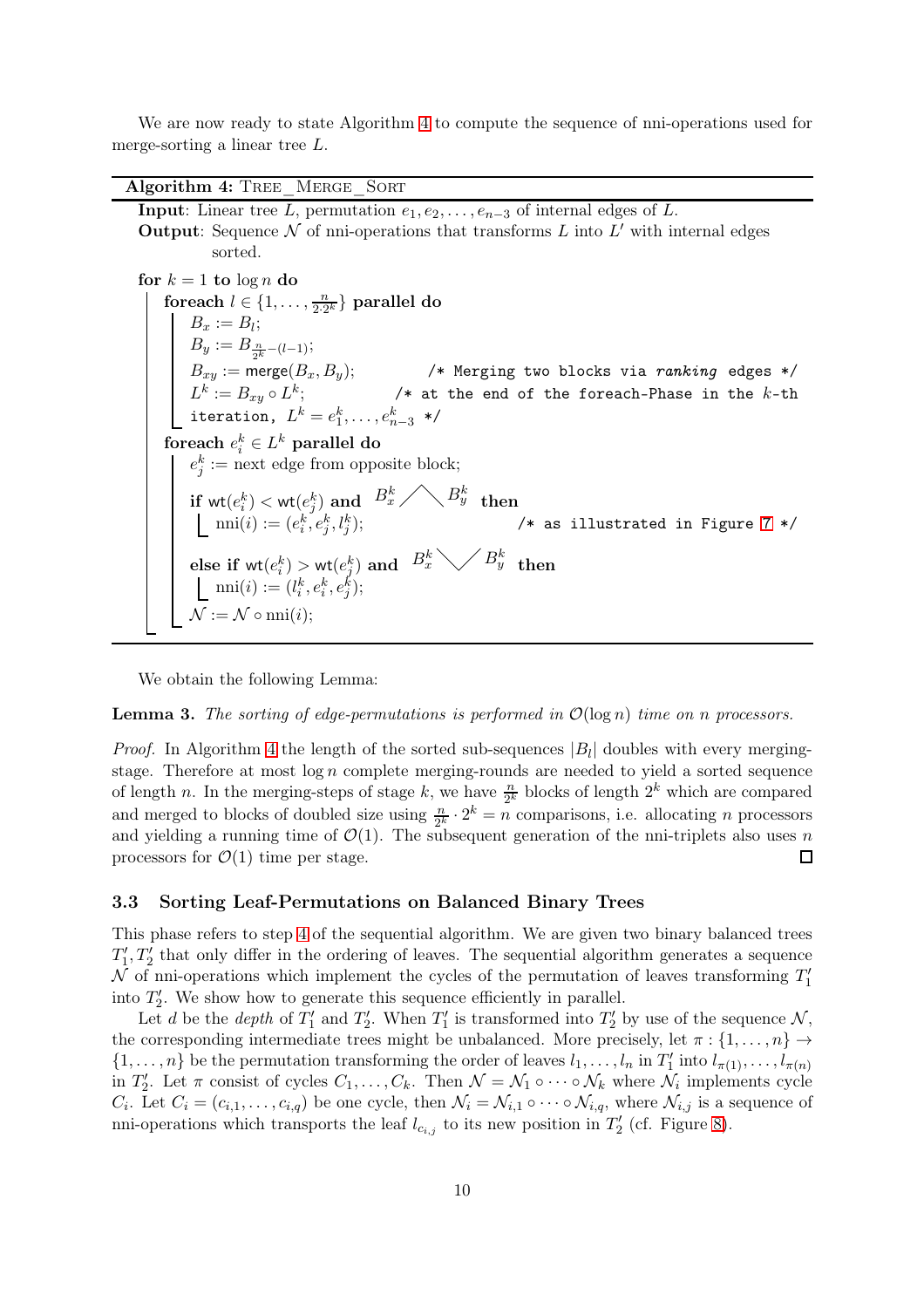We are now ready to state Algorithm 4 to compute the sequence of nni-operations used for merge-sorting a linear tree $L$.

---

**Algorithm 4:** TREE_MERGE_SORT

---

**Input**: Linear tree $L$, permutation $e_1, e_2, \ldots, e_{n-3}$ of internal edges of $L$.
**Output**: Sequence $\mathcal{N}$ of nni-operations that transforms $L$ into $L'$ with internal edges sorted.

**for** $k = 1$ **to** $\log n$ **do**
  **foreach** $l \in \{1, \ldots, \frac{n}{2 \cdot 2^k}\}$ **parallel do**
    $B_x := B_l$;
    $B_y := B_{\frac{n}{2^k}-(l-1)}$;
    $B_{xy} := \mathsf{merge}(B_x, B_y)$;   /* Merging two blocks via *ranking* edges */
    $L^k := B_{xy} \circ L^k$;   /* at the end of the foreach-Phase in the $k$-th iteration, $L^k = e_1^k, \ldots, e_{n-3}^k$ */
  **foreach** $e_i^k \in L^k$ **parallel do**
    $e_j^k :=$ next edge from opposite block;
    **if** $\mathsf{wt}(e_i^k) < \mathsf{wt}(e_j^k)$ **and** $B_x^k$ ╱╲ $B_y^k$ **then**
      $\text{nni}(i) := (e_i^k, e_j^k, l_j^k)$;   /* as illustrated in Figure 7 */
    **else if** $\mathsf{wt}(e_i^k) > \mathsf{wt}(e_j^k)$ **and** $B_x^k$ ╲╱ $B_y^k$ **then**
      $\text{nni}(i) := (l_i^k, e_i^k, e_j^k)$;
    $\mathcal{N} := \mathcal{N} \circ \text{nni}(i)$;

---

We obtain the following Lemma:

**Lemma 3.** *The sorting of edge-permutations is performed in $\mathcal{O}(\log n)$ time on $n$ processors.*

*Proof.* In Algorithm 4 the length of the sorted sub-sequences $|B_l|$ doubles with every merging-stage. Therefore at most $\log n$ complete merging-rounds are needed to yield a sorted sequence of length $n$. In the merging-steps of stage $k$, we have $\frac{n}{2^k}$ blocks of length $2^k$ which are compared and merged to blocks of doubled size using $\frac{n}{2^k} \cdot 2^k = n$ comparisons, i.e. allocating $n$ processors and yielding a running time of $\mathcal{O}(1)$. The subsequent generation of the nni-triplets also uses $n$ processors for $\mathcal{O}(1)$ time per stage. □

### 3.3 Sorting Leaf-Permutations on Balanced Binary Trees

This phase refers to step 4 of the sequential algorithm. We are given two binary balanced trees $T_1', T_2'$ that only differ in the ordering of leaves. The sequential algorithm generates a sequence $\mathcal{N}$ of nni-operations which implement the cycles of the permutation of leaves transforming $T_1'$ into $T_2'$. We show how to generate this sequence efficiently in parallel.

Let $d$ be the *depth* of $T_1'$ and $T_2'$. When $T_1'$ is transformed into $T_2'$ by use of the sequence $\mathcal{N}$, the corresponding intermediate trees might be unbalanced. More precisely, let $\pi : \{1, \ldots, n\} \to \{1, \ldots, n\}$ be the permutation transforming the order of leaves $l_1, \ldots, l_n$ in $T_1'$ into $l_{\pi(1)}, \ldots, l_{\pi(n)}$ in $T_2'$. Let $\pi$ consist of cycles $C_1, \ldots, C_k$. Then $\mathcal{N} = \mathcal{N}_1 \circ \cdots \circ \mathcal{N}_k$ where $\mathcal{N}_i$ implements cycle $C_i$. Let $C_i = (c_{i,1}, \ldots, c_{i,q})$ be one cycle, then $\mathcal{N}_i = \mathcal{N}_{i,1} \circ \cdots \circ \mathcal{N}_{i,q}$, where $\mathcal{N}_{i,j}$ is a sequence of nni-operations which transports the leaf $l_{c_{i,j}}$ to its new position in $T_2'$ (cf. Figure 8).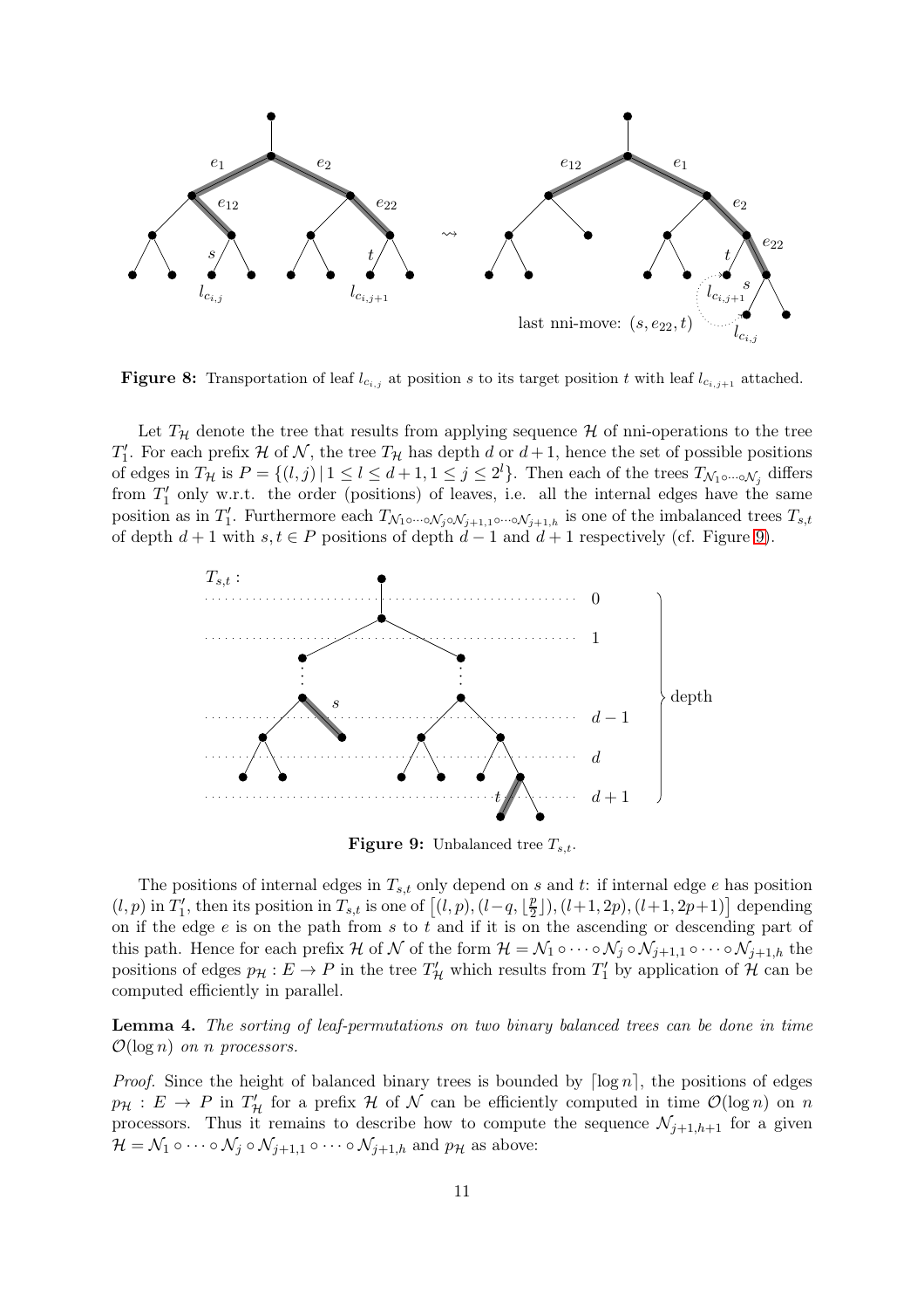**Figure 8:** Transportation of leaf $l_{c_{i,j}}$ at position $s$ to its target position $t$ with leaf $l_{c_{i,j+1}}$ attached.

Let $T_{\mathcal{H}}$ denote the tree that results from applying sequence $\mathcal{H}$ of nni-operations to the tree $T_1'$. For each prefix $\mathcal{H}$ of $\mathcal{N}$, the tree $T_{\mathcal{H}}$ has depth $d$ or $d+1$, hence the set of possible positions of edges in $T_{\mathcal{H}}$ is $P = \{(l,j) \,|\, 1 \le l \le d+1, 1 \le j \le 2^l\}$. Then each of the trees $T_{\mathcal{N}_1 \circ \cdots \circ \mathcal{N}_j}$ differs from $T_1'$ only w.r.t. the order (positions) of leaves, i.e. all the internal edges have the same position as in $T_1'$. Furthermore each $T_{\mathcal{N}_1 \circ \cdots \circ \mathcal{N}_j \circ \mathcal{N}_{j+1,1} \circ \cdots \circ \mathcal{N}_{j+1,h}}$ is one of the imbalanced trees $T_{s,t}$ of depth $d+1$ with $s,t \in P$ positions of depth $d-1$ and $d+1$ respectively (cf. Figure 9).

**Figure 9:** Unbalanced tree $T_{s,t}$.

The positions of internal edges in $T_{s,t}$ only depend on $s$ and $t$: if internal edge $e$ has position $(l,p)$ in $T_1'$, then its position in $T_{s,t}$ is one of $\left[(l,p), (l-q, \lfloor \frac{p}{2} \rfloor), (l+1, 2p), (l+1, 2p+1)\right]$ depending on if the edge $e$ is on the path from $s$ to $t$ and if it is on the ascending or descending part of this path. Hence for each prefix $\mathcal{H}$ of $\mathcal{N}$ of the form $\mathcal{H} = \mathcal{N}_1 \circ \cdots \circ \mathcal{N}_j \circ \mathcal{N}_{j+1,1} \circ \cdots \circ \mathcal{N}_{j+1,h}$ the positions of edges $p_{\mathcal{H}} : E \to P$ in the tree $T_{\mathcal{H}}'$ which results from $T_1'$ by application of $\mathcal{H}$ can be computed efficiently in parallel.

**Lemma 4.** *The sorting of leaf-permutations on two binary balanced trees can be done in time $\mathcal{O}(\log n)$ on $n$ processors.*

*Proof.* Since the height of balanced binary trees is bounded by $\lceil \log n \rceil$, the positions of edges $p_{\mathcal{H}} : E \to P$ in $T_{\mathcal{H}}'$ for a prefix $\mathcal{H}$ of $\mathcal{N}$ can be efficiently computed in time $\mathcal{O}(\log n)$ on $n$ processors. Thus it remains to describe how to compute the sequence $\mathcal{N}_{j+1,h+1}$ for a given $\mathcal{H} = \mathcal{N}_1 \circ \cdots \circ \mathcal{N}_j \circ \mathcal{N}_{j+1,1} \circ \cdots \circ \mathcal{N}_{j+1,h}$ and $p_{\mathcal{H}}$ as above: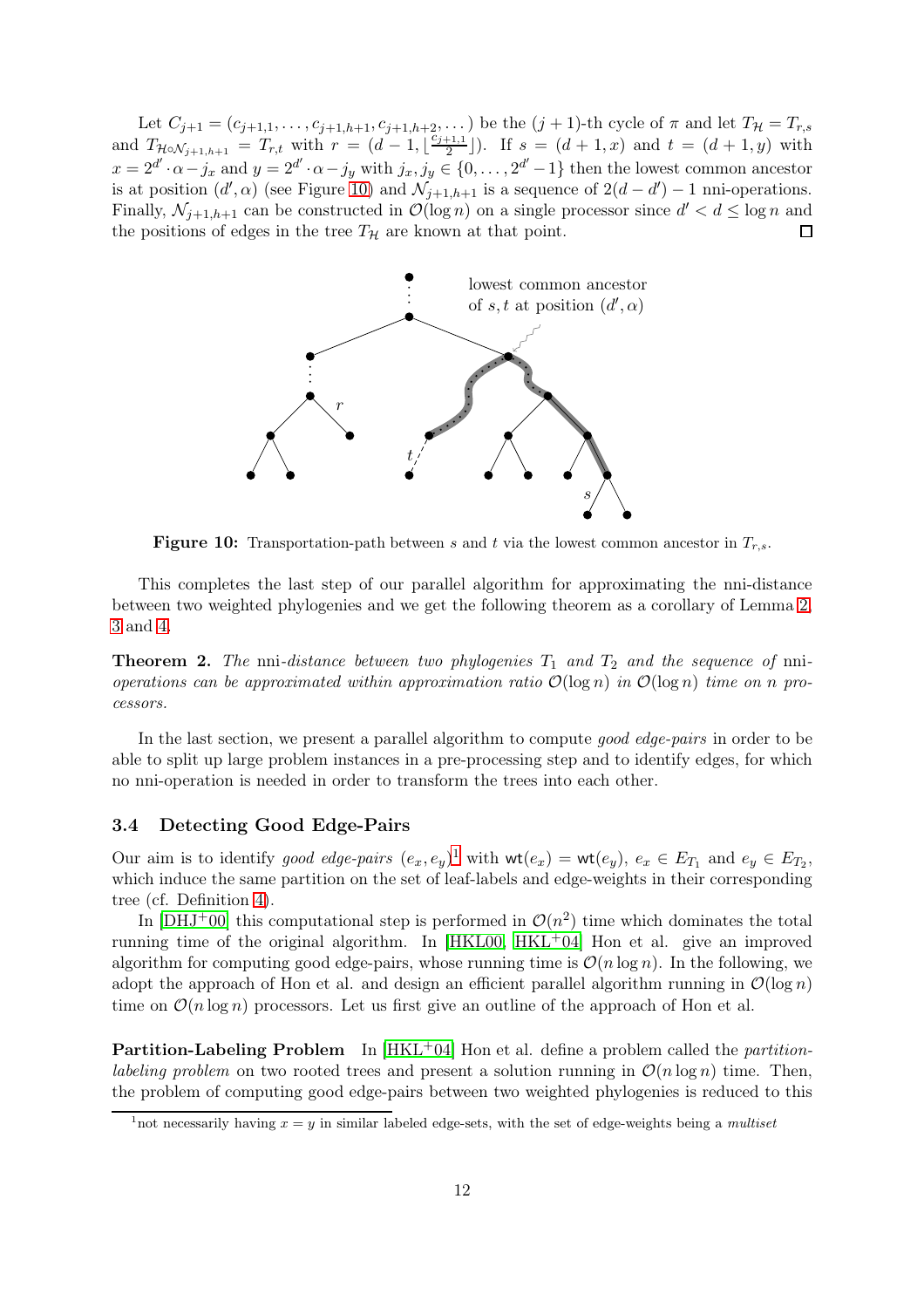Let $C_{j+1} = (c_{j+1,1}, \ldots, c_{j+1,h+1}, c_{j+1,h+2}, \ldots)$ be the $(j+1)$-th cycle of $\pi$ and let $T_{\mathcal{H}} = T_{r,s}$ and $T_{\mathcal{H} \circ \mathcal{N}_{j+1,h+1}} = T_{r,t}$ with $r = (d-1, \lfloor \frac{c_{j+1,1}}{2} \rfloor)$. If $s = (d+1, x)$ and $t = (d+1, y)$ with $x = 2^{d'} \cdot \alpha - j_x$ and $y = 2^{d'} \cdot \alpha - j_y$ with $j_x, j_y \in \{0, \ldots, 2^{d'} - 1\}$ then the lowest common ancestor is at position $(d', \alpha)$ (see Figure 10) and $\mathcal{N}_{j+1,h+1}$ is a sequence of $2(d-d') - 1$ nni-operations. Finally, $\mathcal{N}_{j+1,h+1}$ can be constructed in $\mathcal{O}(\log n)$ on a single processor since $d' < d \leq \log n$ and the positions of edges in the tree $T_{\mathcal{H}}$ are known at that point. $\square$

**Figure 10:** Transportation-path between $s$ and $t$ via the lowest common ancestor in $T_{r,s}$.

This completes the last step of our parallel algorithm for approximating the nni-distance between two weighted phylogenies and we get the following theorem as a corollary of Lemma 2, 3 and 4.

**Theorem 2.** *The* nni*-distance between two phylogenies $T_1$ and $T_2$ and the sequence of* nni*-operations can be approximated within approximation ratio $\mathcal{O}(\log n)$ in $\mathcal{O}(\log n)$ time on $n$ processors.*

In the last section, we present a parallel algorithm to compute *good edge-pairs* in order to be able to split up large problem instances in a pre-processing step and to identify edges, for which no nni-operation is needed in order to transform the trees into each other.

### 3.4 Detecting Good Edge-Pairs

Our aim is to identify *good edge-pairs* $(e_x, e_y)$[1] with $\mathsf{wt}(e_x) = \mathsf{wt}(e_y)$, $e_x \in E_{T_1}$ and $e_y \in E_{T_2}$, which induce the same partition on the set of leaf-labels and edge-weights in their corresponding tree (cf. Definition 4).

In [DHJ+00] this computational step is performed in $\mathcal{O}(n^2)$ time which dominates the total running time of the original algorithm. In [HKL00, HKL+04] Hon et al. give an improved algorithm for computing good edge-pairs, whose running time is $\mathcal{O}(n \log n)$. In the following, we adopt the approach of Hon et al. and design an efficient parallel algorithm running in $\mathcal{O}(\log n)$ time on $\mathcal{O}(n \log n)$ processors. Let us first give an outline of the approach of Hon et al.

**Partition-Labeling Problem** In [HKL+04] Hon et al. define a problem called the *partition-labeling problem* on two rooted trees and present a solution running in $\mathcal{O}(n \log n)$ time. Then, the problem of computing good edge-pairs between two weighted phylogenies is reduced to this

[1] not necessarily having $x = y$ in similar labeled edge-sets, with the set of edge-weights being a *multiset*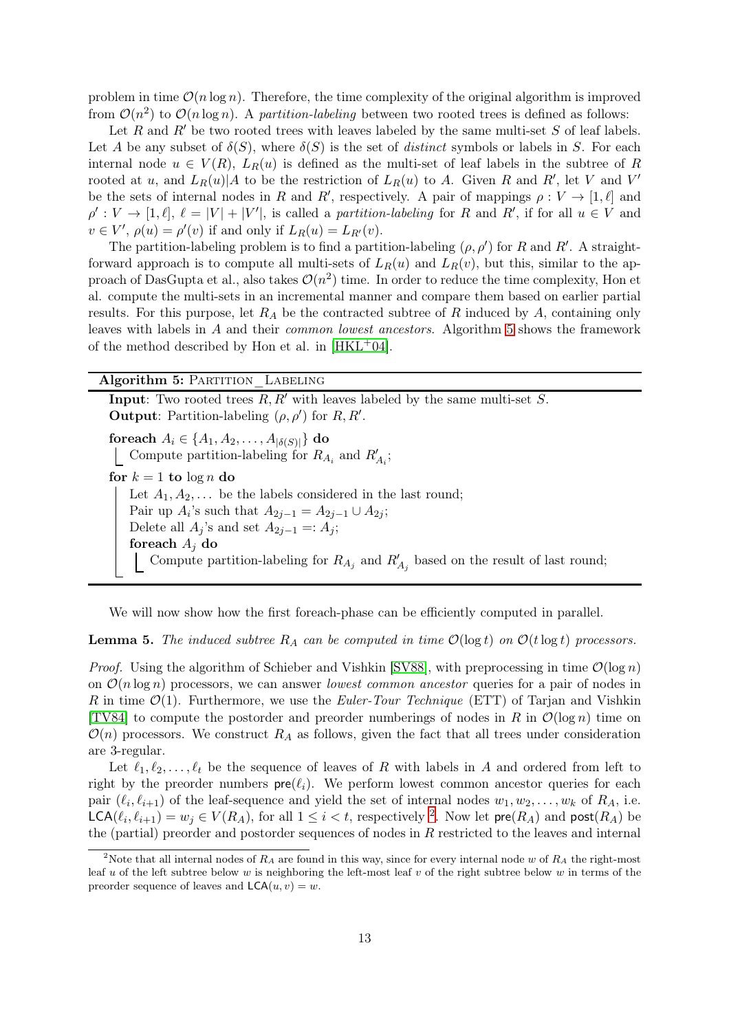problem in time $\mathcal{O}(n \log n)$. Therefore, the time complexity of the original algorithm is improved from $\mathcal{O}(n^2)$ to $\mathcal{O}(n \log n)$. A *partition-labeling* between two rooted trees is defined as follows:

Let $R$ and $R'$ be two rooted trees with leaves labeled by the same multi-set $S$ of leaf labels. Let $A$ be any subset of $\delta(S)$, where $\delta(S)$ is the set of *distinct* symbols or labels in $S$. For each internal node $u \in V(R)$, $L_R(u)$ is defined as the multi-set of leaf labels in the subtree of $R$ rooted at $u$, and $L_R(u)|A$ to be the restriction of $L_R(u)$ to $A$. Given $R$ and $R'$, let $V$ and $V'$ be the sets of internal nodes in $R$ and $R'$, respectively. A pair of mappings $\rho : V \to [1, \ell]$ and $\rho' : V \to [1, \ell]$, $\ell = |V| + |V'|$, is called a *partition-labeling* for $R$ and $R'$, if for all $u \in V$ and $v \in V'$, $\rho(u) = \rho'(v)$ if and only if $L_R(u) = L_{R'}(v)$.

The partition-labeling problem is to find a partition-labeling $(\rho, \rho')$ for $R$ and $R'$. A straightforward approach is to compute all multi-sets of $L_R(u)$ and $L_R(v)$, but this, similar to the approach of DasGupta et al., also takes $\mathcal{O}(n^2)$ time. In order to reduce the time complexity, Hon et al. compute the multi-sets in an incremental manner and compare them based on earlier partial results. For this purpose, let $R_A$ be the contracted subtree of $R$ induced by $A$, containing only leaves with labels in $A$ and their *common lowest ancestors*. Algorithm 5 shows the framework of the method described by Hon et al. in [HKL+04].

**Algorithm 5:** PARTITION_LABELING

```
Input: Two rooted trees R, R' with leaves labeled by the same multi-set S.
Output: Partition-labeling (ρ, ρ') for R, R'.

foreach A_i ∈ {A_1, A_2, ..., A_|δ(S)|} do
    Compute partition-labeling for R_{A_i} and R'_{A_i};
for k = 1 to log n do
    Let A_1, A_2, ... be the labels considered in the last round;
    Pair up A_i's such that A_{2j-1} = A_{2j-1} ∪ A_{2j};
    Delete all A_j's and set A_{2j-1} =: A_j;
    foreach A_j do
        Compute partition-labeling for R_{A_j} and R'_{A_j} based on the result of last round;
```

We will now show how the first foreach-phase can be efficiently computed in parallel.

**Lemma 5.** *The induced subtree $R_A$ can be computed in time $\mathcal{O}(\log t)$ on $\mathcal{O}(t \log t)$ processors.*

*Proof.* Using the algorithm of Schieber and Vishkin [SV88], with preprocessing in time $\mathcal{O}(\log n)$ on $\mathcal{O}(n \log n)$ processors, we can answer *lowest common ancestor* queries for a pair of nodes in $R$ in time $\mathcal{O}(1)$. Furthermore, we use the *Euler-Tour Technique* (ETT) of Tarjan and Vishkin [TV84] to compute the postorder and preorder numberings of nodes in $R$ in $\mathcal{O}(\log n)$ time on $\mathcal{O}(n)$ processors. We construct $R_A$ as follows, given the fact that all trees under consideration are 3-regular.

Let $\ell_1, \ell_2, \ldots, \ell_t$ be the sequence of leaves of $R$ with labels in $A$ and ordered from left to right by the preorder numbers $\mathsf{pre}(\ell_i)$. We perform lowest common ancestor queries for each pair $(\ell_i, \ell_{i+1})$ of the leaf-sequence and yield the set of internal nodes $w_1, w_2, \ldots, w_k$ of $R_A$, i.e. $\mathsf{LCA}(\ell_i, \ell_{i+1}) = w_j \in V(R_A)$, for all $1 \leq i < t$, respectively [2]. Now let $\mathsf{pre}(R_A)$ and $\mathsf{post}(R_A)$ be the (partial) preorder and postorder sequences of nodes in $R$ restricted to the leaves and internal

[2] Note that all internal nodes of $R_A$ are found in this way, since for every internal node $w$ of $R_A$ the right-most leaf $u$ of the left subtree below $w$ is neighboring the left-most leaf $v$ of the right subtree below $w$ in terms of the preorder sequence of leaves and $\mathsf{LCA}(u, v) = w$.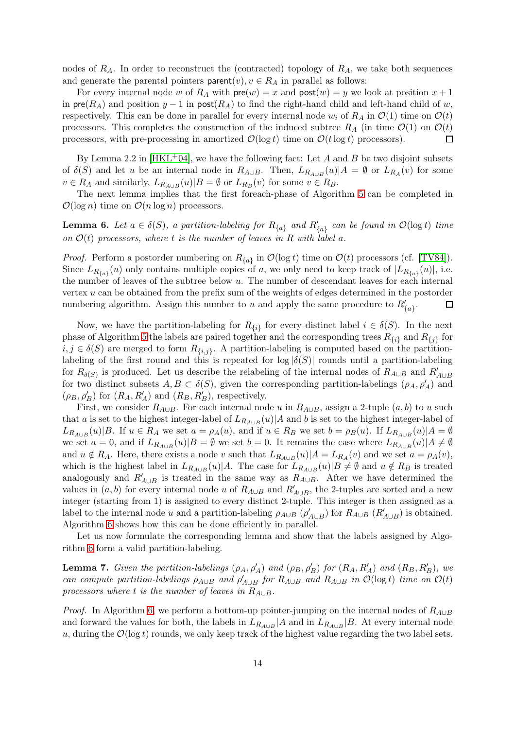nodes of $R_A$. In order to reconstruct the (contracted) topology of $R_A$, we take both sequences and generate the parental pointers $\mathsf{parent}(v), v \in R_A$ in parallel as follows:

For every internal node $w$ of $R_A$ with $\mathsf{pre}(w) = x$ and $\mathsf{post}(w) = y$ we look at position $x + 1$ in $\mathsf{pre}(R_A)$ and position $y - 1$ in $\mathsf{post}(R_A)$ to find the right-hand child and left-hand child of $w$, respectively. This can be done in parallel for every internal node $w_i$ of $R_A$ in $\mathcal{O}(1)$ time on $\mathcal{O}(t)$ processors. This completes the construction of the induced subtree $R_A$ (in time $\mathcal{O}(1)$ on $\mathcal{O}(t)$ processors, with pre-processing in amortized $\mathcal{O}(\log t)$ time on $\mathcal{O}(t \log t)$ processors). □

By Lemma 2.2 in [HKL+04], we have the following fact: Let $A$ and $B$ be two disjoint subsets of $\delta(S)$ and let $u$ be an internal node in $R_{A\cup B}$. Then, $L_{R_{A\cup B}}(u)|A = \emptyset$ or $L_{R_A}(v)$ for some $v \in R_A$ and similarly, $L_{R_{A\cup B}}(u)|B = \emptyset$ or $L_{R_B}(v)$ for some $v \in R_B$.

The next lemma implies that the first foreach-phase of Algorithm 5 can be completed in $\mathcal{O}(\log n)$ time on $\mathcal{O}(n \log n)$ processors.

**Lemma 6.** *Let $a \in \delta(S)$, a partition-labeling for $R_{\{a\}}$ and $R'_{\{a\}}$ can be found in $\mathcal{O}(\log t)$ time on $\mathcal{O}(t)$ processors, where $t$ is the number of leaves in $R$ with label $a$.*

*Proof.* Perform a postorder numbering on $R_{\{a\}}$ in $\mathcal{O}(\log t)$ time on $\mathcal{O}(t)$ processors (cf. [TV84]). Since $L_{R_{\{a\}}}(u)$ only contains multiple copies of $a$, we only need to keep track of $|L_{R_{\{a\}}}(u)|$, i.e. the number of leaves of the subtree below $u$. The number of descendant leaves for each internal vertex $u$ can be obtained from the prefix sum of the weights of edges determined in the postorder numbering algorithm. Assign this number to $u$ and apply the same procedure to $R'_{\{a\}}$. □

Now, we have the partition-labeling for $R_{\{i\}}$ for every distinct label $i \in \delta(S)$. In the next phase of Algorithm 5 the labels are paired together and the corresponding trees $R_{\{i\}}$ and $R_{\{j\}}$ for $i, j \in \delta(S)$ are merged to form $R_{\{i,j\}}$. A partition-labeling is computed based on the partition-labeling of the first round and this is repeated for $\log |\delta(S)|$ rounds until a partition-labeling for $R_{\delta(S)}$ is produced. Let us describe the relabeling of the internal nodes of $R_{A\cup B}$ and $R'_{A\cup B}$ for two distinct subsets $A, B \subset \delta(S)$, given the corresponding partition-labelings $(\rho_A, \rho'_A)$ and $(\rho_B, \rho'_B)$ for $(R_A, R'_A)$ and $(R_B, R'_B)$, respectively.

First, we consider $R_{A\cup B}$. For each internal node $u$ in $R_{A\cup B}$, assign a 2-tuple $(a, b)$ to $u$ such that $a$ is set to the highest integer-label of $L_{R_{A\cup B}}(u)|A$ and $b$ is set to the highest integer-label of $L_{R_{A\cup B}}(u)|B$. If $u \in R_A$ we set $a = \rho_A(u)$, and if $u \in R_B$ we set $b = \rho_B(u)$. If $L_{R_{A\cup B}}(u)|A = \emptyset$ we set $a = 0$, and if $L_{R_{A\cup B}}(u)|B = \emptyset$ we set $b = 0$. It remains the case where $L_{R_{A\cup B}}(u)|A \neq \emptyset$ and $u \notin R_A$. Here, there exists a node $v$ such that $L_{R_{A\cup B}}(u)|A = L_{R_A}(v)$ and we set $a = \rho_A(v)$, which is the highest label in $L_{R_{A\cup B}}(u)|A$. The case for $L_{R_{A\cup B}}(u)|B \neq \emptyset$ and $u \notin R_B$ is treated analogously and $R'_{A\cup B}$ is treated in the same way as $R_{A\cup B}$. After we have determined the values in $(a, b)$ for every internal node $u$ of $R_{A\cup B}$ and $R'_{A\cup B}$, the 2-tuples are sorted and a new integer (starting from 1) is assigned to every distinct 2-tuple. This integer is then assigned as a label to the internal node $u$ and a partition-labeling $\rho_{A\cup B}$ ($\rho'_{A\cup B}$) for $R_{A\cup B}$ ($R'_{A\cup B}$) is obtained. Algorithm 6 shows how this can be done efficiently in parallel.

Let us now formulate the corresponding lemma and show that the labels assigned by Algorithm 6 form a valid partition-labeling.

**Lemma 7.** *Given the partition-labelings $(\rho_A, \rho'_A)$ and $(\rho_B, \rho'_B)$ for $(R_A, R'_A)$ and $(R_B, R'_B)$, we can compute partition-labelings $\rho_{A\cup B}$ and $\rho'_{A\cup B}$ for $R_{A\cup B}$ and $R_{A\cup B}$ in $\mathcal{O}(\log t)$ time on $\mathcal{O}(t)$ processors where $t$ is the number of leaves in $R_{A\cup B}$.*

*Proof.* In Algorithm 6, we perform a bottom-up pointer-jumping on the internal nodes of $R_{A\cup B}$ and forward the values for both, the labels in $L_{R_{A\cup B}}|A$ and in $L_{R_{A\cup B}}|B$. At every internal node $u$, during the $\mathcal{O}(\log t)$ rounds, we only keep track of the highest value regarding the two label sets.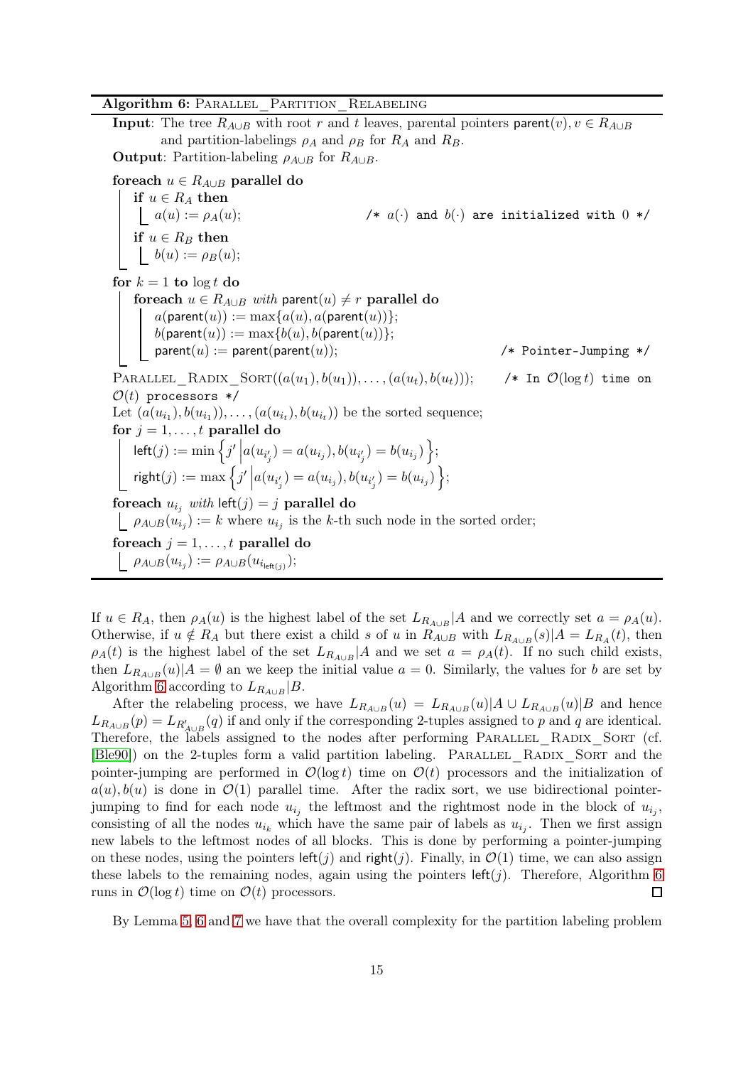**Algorithm 6:** PARALLEL_PARTITION_RELABELING

```
Input: The tree R_{A∪B} with root r and t leaves, parental pointers parent(v), v ∈ R_{A∪B}
       and partition-labelings ρ_A and ρ_B for R_A and R_B.
Output: Partition-labeling ρ_{A∪B} for R_{A∪B}.

foreach u ∈ R_{A∪B} parallel do
    if u ∈ R_A then
        a(u) := ρ_A(u);                          /* a(·) and b(·) are initialized with 0 */
    if u ∈ R_B then
        b(u) := ρ_B(u);

for k = 1 to log t do
    foreach u ∈ R_{A∪B} with parent(u) ≠ r parallel do
        a(parent(u)) := max{a(u), a(parent(u))};
        b(parent(u)) := max{b(u), b(parent(u))};
        parent(u) := parent(parent(u));          /* Pointer-Jumping */

PARALLEL_RADIX_SORT((a(u_1), b(u_1)), ..., (a(u_t), b(u_t)));   /* In O(log t) time on
O(t) processors */
Let (a(u_{i_1}), b(u_{i_1})), ..., (a(u_{i_t}), b(u_{i_t})) be the sorted sequence;
for j = 1, ..., t parallel do
    left(j) := min { j' | a(u_{i_{j'}}) = a(u_{i_j}), b(u_{i_{j'}}) = b(u_{i_j}) };
    right(j) := max { j' | a(u_{i_{j'}}) = a(u_{i_j}), b(u_{i_{j'}}) = b(u_{i_j}) };

foreach u_{i_j} with left(j) = j parallel do
    ρ_{A∪B}(u_{i_j}) := k where u_{i_j} is the k-th such node in the sorted order;

foreach j = 1, ..., t parallel do
    ρ_{A∪B}(u_{i_j}) := ρ_{A∪B}(u_{i_{left(j)}});
```

If $u \in R_A$, then $\rho_A(u)$ is the highest label of the set $L_{R_{A\cup B}}|A$ and we correctly set $a = \rho_A(u)$. Otherwise, if $u \notin R_A$ but there exist a child $s$ of $u$ in $R_{A\cup B}$ with $L_{R_{A\cup B}}(s)|A = L_{R_A}(t)$, then $\rho_A(t)$ is the highest label of the set $L_{R_{A\cup B}}|A$ and we set $a = \rho_A(t)$. If no such child exists, then $L_{R_{A\cup B}}(u)|A = \emptyset$ an we keep the initial value $a = 0$. Similarly, the values for $b$ are set by Algorithm 6 according to $L_{R_{A\cup B}}|B$.

After the relabeling process, we have $L_{R_{A\cup B}}(u) = L_{R_{A\cup B}}(u)|A \cup L_{R_{A\cup B}}(u)|B$ and hence $L_{R_{A\cup B}}(p) = L_{R'_{A\cup B}}(q)$ if and only if the corresponding 2-tuples assigned to $p$ and $q$ are identical. Therefore, the labels assigned to the nodes after performing PARALLEL_RADIX_SORT (cf. [Ble90]) on the 2-tuples form a valid partition labeling. PARALLEL_RADIX_SORT and the pointer-jumping are performed in $\mathcal{O}(\log t)$ time on $\mathcal{O}(t)$ processors and the initialization of $a(u), b(u)$ is done in $\mathcal{O}(1)$ parallel time. After the radix sort, we use bidirectional pointer-jumping to find for each node $u_{i_j}$ the leftmost and the rightmost node in the block of $u_{i_j}$, consisting of all the nodes $u_{i_k}$ which have the same pair of labels as $u_{i_j}$. Then we first assign new labels to the leftmost nodes of all blocks. This is done by performing a pointer-jumping on these nodes, using the pointers $\mathsf{left}(j)$ and $\mathsf{right}(j)$. Finally, in $\mathcal{O}(1)$ time, we can also assign these labels to the remaining nodes, again using the pointers $\mathsf{left}(j)$. Therefore, Algorithm 6 runs in $\mathcal{O}(\log t)$ time on $\mathcal{O}(t)$ processors. ☐

By Lemma 5, 6 and 7 we have that the overall complexity for the partition labeling problem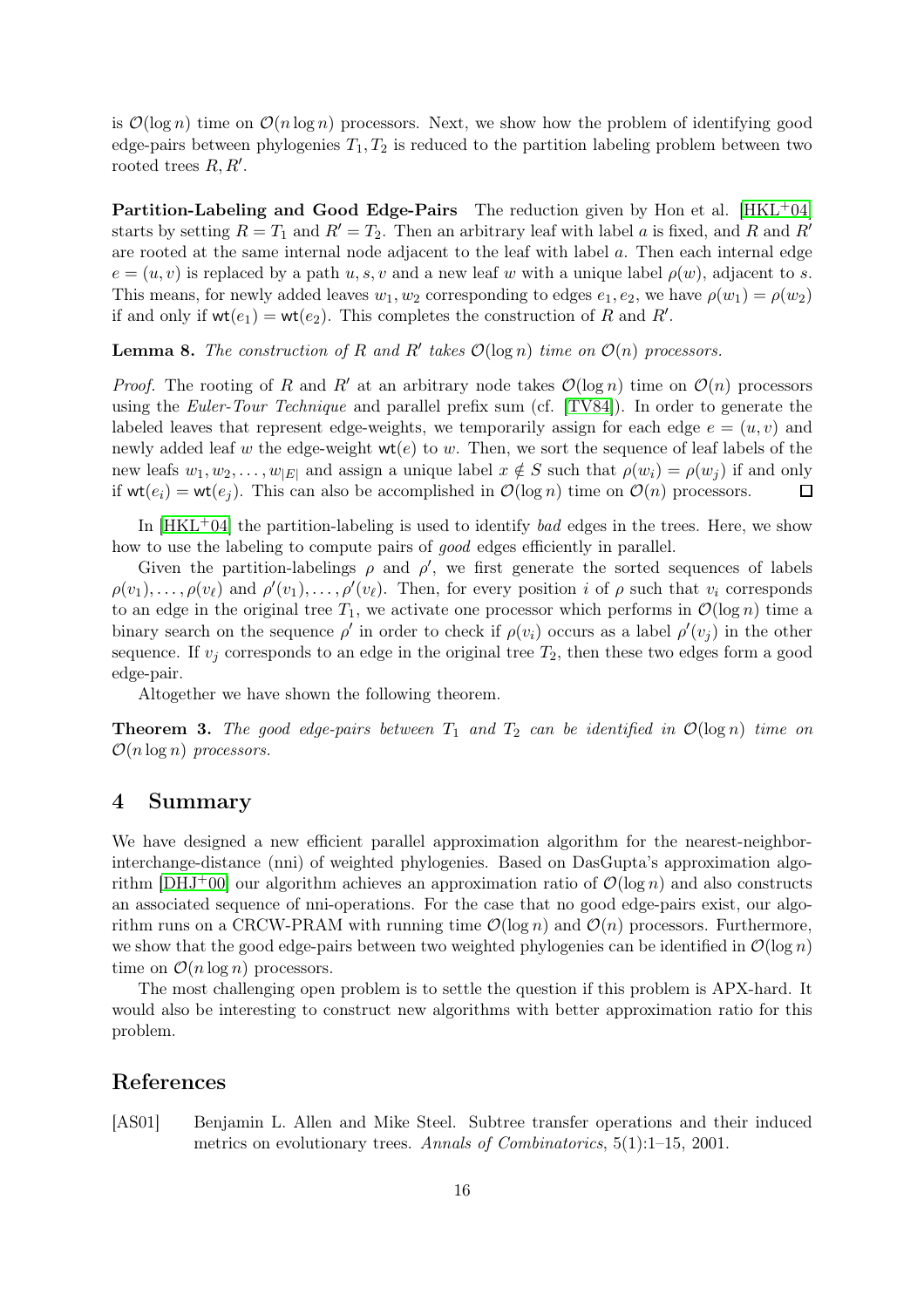is $\mathcal{O}(\log n)$ time on $\mathcal{O}(n \log n)$ processors. Next, we show how the problem of identifying good edge-pairs between phylogenies $T_1, T_2$ is reduced to the partition labeling problem between two rooted trees $R, R'$.

**Partition-Labeling and Good Edge-Pairs** The reduction given by Hon et al. [HKL+04] starts by setting $R = T_1$ and $R' = T_2$. Then an arbitrary leaf with label $a$ is fixed, and $R$ and $R'$ are rooted at the same internal node adjacent to the leaf with label $a$. Then each internal edge $e = (u, v)$ is replaced by a path $u, s, v$ and a new leaf $w$ with a unique label $\rho(w)$, adjacent to $s$. This means, for newly added leaves $w_1, w_2$ corresponding to edges $e_1, e_2$, we have $\rho(w_1) = \rho(w_2)$ if and only if $\mathsf{wt}(e_1) = \mathsf{wt}(e_2)$. This completes the construction of $R$ and $R'$.

**Lemma 8.** *The construction of $R$ and $R'$ takes $\mathcal{O}(\log n)$ time on $\mathcal{O}(n)$ processors.*

*Proof.* The rooting of $R$ and $R'$ at an arbitrary node takes $\mathcal{O}(\log n)$ time on $\mathcal{O}(n)$ processors using the *Euler-Tour Technique* and parallel prefix sum (cf. [TV84]). In order to generate the labeled leaves that represent edge-weights, we temporarily assign for each edge $e = (u, v)$ and newly added leaf $w$ the edge-weight $\mathsf{wt}(e)$ to $w$. Then, we sort the sequence of leaf labels of the new leafs $w_1, w_2, \ldots, w_{|E|}$ and assign a unique label $x \notin S$ such that $\rho(w_i) = \rho(w_j)$ if and only if $\mathsf{wt}(e_i) = \mathsf{wt}(e_j)$. This can also be accomplished in $\mathcal{O}(\log n)$ time on $\mathcal{O}(n)$ processors. ◻

In [HKL+04] the partition-labeling is used to identify *bad* edges in the trees. Here, we show how to use the labeling to compute pairs of *good* edges efficiently in parallel.

Given the partition-labelings $\rho$ and $\rho'$, we first generate the sorted sequences of labels $\rho(v_1), \ldots, \rho(v_\ell)$ and $\rho'(v_1), \ldots, \rho'(v_\ell)$. Then, for every position $i$ of $\rho$ such that $v_i$ corresponds to an edge in the original tree $T_1$, we activate one processor which performs in $\mathcal{O}(\log n)$ time a binary search on the sequence $\rho'$ in order to check if $\rho(v_i)$ occurs as a label $\rho'(v_j)$ in the other sequence. If $v_j$ corresponds to an edge in the original tree $T_2$, then these two edges form a good edge-pair.

Altogether we have shown the following theorem.

**Theorem 3.** *The good edge-pairs between $T_1$ and $T_2$ can be identified in $\mathcal{O}(\log n)$ time on $\mathcal{O}(n \log n)$ processors.*

## 4 Summary

We have designed a new efficient parallel approximation algorithm for the nearest-neighbor-interchange-distance (nni) of weighted phylogenies. Based on DasGupta's approximation algorithm [DHJ+00] our algorithm achieves an approximation ratio of $\mathcal{O}(\log n)$ and also constructs an associated sequence of nni-operations. For the case that no good edge-pairs exist, our algorithm runs on a CRCW-PRAM with running time $\mathcal{O}(\log n)$ and $\mathcal{O}(n)$ processors. Furthermore, we show that the good edge-pairs between two weighted phylogenies can be identified in $\mathcal{O}(\log n)$ time on $\mathcal{O}(n \log n)$ processors.

The most challenging open problem is to settle the question if this problem is APX-hard. It would also be interesting to construct new algorithms with better approximation ratio for this problem.

## References

[AS01] Benjamin L. Allen and Mike Steel. Subtree transfer operations and their induced metrics on evolutionary trees. *Annals of Combinatorics*, 5(1):1–15, 2001.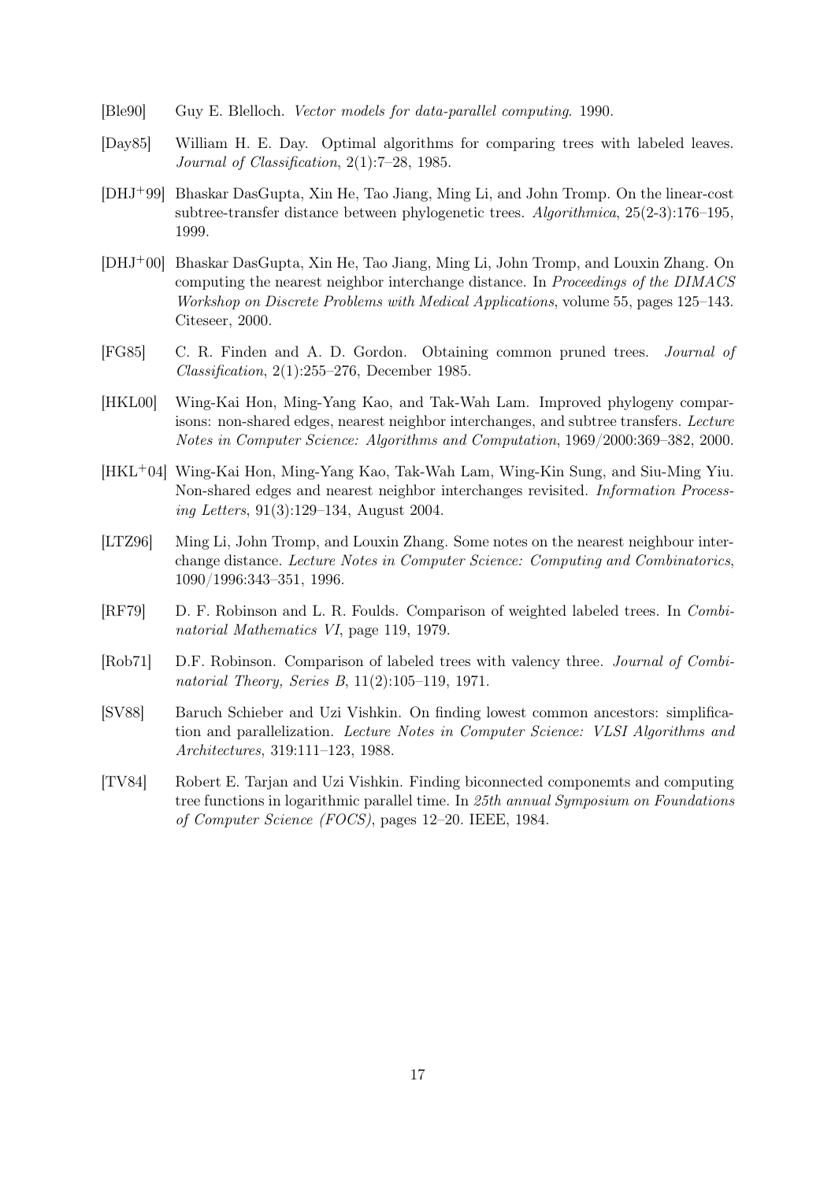[Ble90] Guy E. Blelloch. *Vector models for data-parallel computing.* 1990.

[Day85] William H. E. Day. Optimal algorithms for comparing trees with labeled leaves. *Journal of Classification*, 2(1):7–28, 1985.

[DHJ+99] Bhaskar DasGupta, Xin He, Tao Jiang, Ming Li, and John Tromp. On the linear-cost subtree-transfer distance between phylogenetic trees. *Algorithmica*, 25(2-3):176–195, 1999.

[DHJ+00] Bhaskar DasGupta, Xin He, Tao Jiang, Ming Li, John Tromp, and Louxin Zhang. On computing the nearest neighbor interchange distance. In *Proceedings of the DIMACS Workshop on Discrete Problems with Medical Applications*, volume 55, pages 125–143. Citeseer, 2000.

[FG85] C. R. Finden and A. D. Gordon. Obtaining common pruned trees. *Journal of Classification*, 2(1):255–276, December 1985.

[HKL00] Wing-Kai Hon, Ming-Yang Kao, and Tak-Wah Lam. Improved phylogeny comparisons: non-shared edges, nearest neighbor interchanges, and subtree transfers. *Lecture Notes in Computer Science: Algorithms and Computation*, 1969/2000:369–382, 2000.

[HKL+04] Wing-Kai Hon, Ming-Yang Kao, Tak-Wah Lam, Wing-Kin Sung, and Siu-Ming Yiu. Non-shared edges and nearest neighbor interchanges revisited. *Information Processing Letters*, 91(3):129–134, August 2004.

[LTZ96] Ming Li, John Tromp, and Louxin Zhang. Some notes on the nearest neighbour interchange distance. *Lecture Notes in Computer Science: Computing and Combinatorics*, 1090/1996:343–351, 1996.

[RF79] D. F. Robinson and L. R. Foulds. Comparison of weighted labeled trees. In *Combinatorial Mathematics VI*, page 119, 1979.

[Rob71] D.F. Robinson. Comparison of labeled trees with valency three. *Journal of Combinatorial Theory, Series B*, 11(2):105–119, 1971.

[SV88] Baruch Schieber and Uzi Vishkin. On finding lowest common ancestors: simplification and parallelization. *Lecture Notes in Computer Science: VLSI Algorithms and Architectures*, 319:111–123, 1988.

[TV84] Robert E. Tarjan and Uzi Vishkin. Finding biconnected componemts and computing tree functions in logarithmic parallel time. In *25th annual Symposium on Foundations of Computer Science (FOCS)*, pages 12–20. IEEE, 1984.